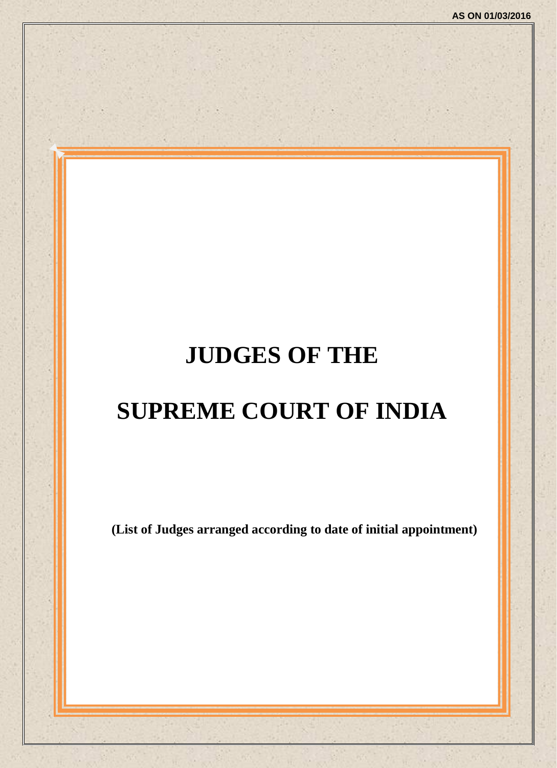AS ON 01/03/2016

# JUDGES OF THE

# SUPREME COURT OF INDIA

**(List of Judges arranged according to date of initial appointment)**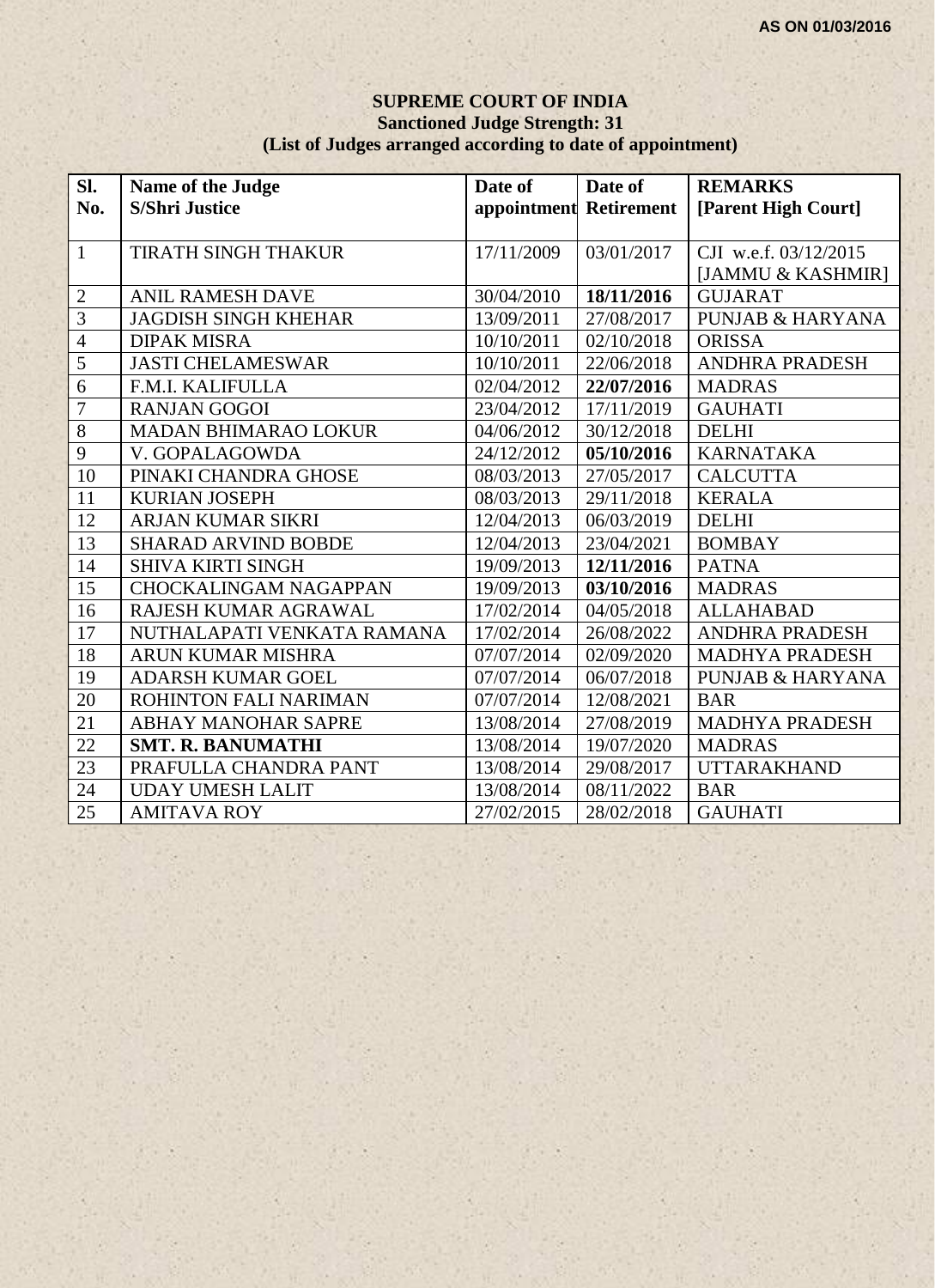AS ON 01/03/2016

# SUPREME COURT OF INDIA

**Sanctioned Judge Strength: 31**

**(List of Judges arranged according to date of appointment)**

| Sl. No. | Name of the Judge S/Shri Justice | Date of appointment | Date of Retirement | REMARKS [Parent High Court] |
|---|---|---|---|---|
| 1 | TIRATH SINGH THAKUR | 17/11/2009 | 03/01/2017 | CJI w.e.f. 03/12/2015 [JAMMU & KASHMIR] |
| 2 | ANIL RAMESH DAVE | 30/04/2010 | **18/11/2016** | GUJARAT |
| 3 | JAGDISH SINGH KHEHAR | 13/09/2011 | 27/08/2017 | PUNJAB & HARYANA |
| 4 | DIPAK MISRA | 10/10/2011 | 02/10/2018 | ORISSA |
| 5 | JASTI CHELAMESWAR | 10/10/2011 | 22/06/2018 | ANDHRA PRADESH |
| 6 | F.M.I. KALIFULLA | 02/04/2012 | **22/07/2016** | MADRAS |
| 7 | RANJAN GOGOI | 23/04/2012 | 17/11/2019 | GAUHATI |
| 8 | MADAN BHIMARAO LOKUR | 04/06/2012 | 30/12/2018 | DELHI |
| 9 | V. GOPALAGOWDA | 24/12/2012 | **05/10/2016** | KARNATAKA |
| 10 | PINAKI CHANDRA GHOSE | 08/03/2013 | 27/05/2017 | CALCUTTA |
| 11 | KURIAN JOSEPH | 08/03/2013 | 29/11/2018 | KERALA |
| 12 | ARJAN KUMAR SIKRI | 12/04/2013 | 06/03/2019 | DELHI |
| 13 | SHARAD ARVIND BOBDE | 12/04/2013 | 23/04/2021 | BOMBAY |
| 14 | SHIVA KIRTI SINGH | 19/09/2013 | **12/11/2016** | PATNA |
| 15 | CHOCKALINGAM NAGAPPAN | 19/09/2013 | **03/10/2016** | MADRAS |
| 16 | RAJESH KUMAR AGRAWAL | 17/02/2014 | 04/05/2018 | ALLAHABAD |
| 17 | NUTHALAPATI VENKATA RAMANA | 17/02/2014 | 26/08/2022 | ANDHRA PRADESH |
| 18 | ARUN KUMAR MISHRA | 07/07/2014 | 02/09/2020 | MADHYA PRADESH |
| 19 | ADARSH KUMAR GOEL | 07/07/2014 | 06/07/2018 | PUNJAB & HARYANA |
| 20 | ROHINTON FALI NARIMAN | 07/07/2014 | 12/08/2021 | BAR |
| 21 | ABHAY MANOHAR SAPRE | 13/08/2014 | 27/08/2019 | MADHYA PRADESH |
| 22 | **SMT. R. BANUMATHI** | 13/08/2014 | 19/07/2020 | MADRAS |
| 23 | PRAFULLA CHANDRA PANT | 13/08/2014 | 29/08/2017 | UTTARAKHAND |
| 24 | UDAY UMESH LALIT | 13/08/2014 | 08/11/2022 | BAR |
| 25 | AMITAVA ROY | 27/02/2015 | 28/02/2018 | GAUHATI |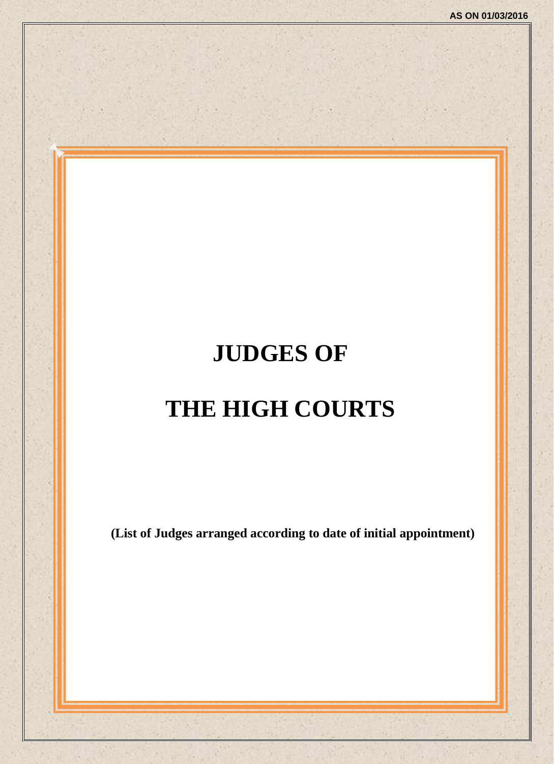AS ON 01/03/2016

# JUDGES OF

# THE HIGH COURTS

**(List of Judges arranged according to date of initial appointment)**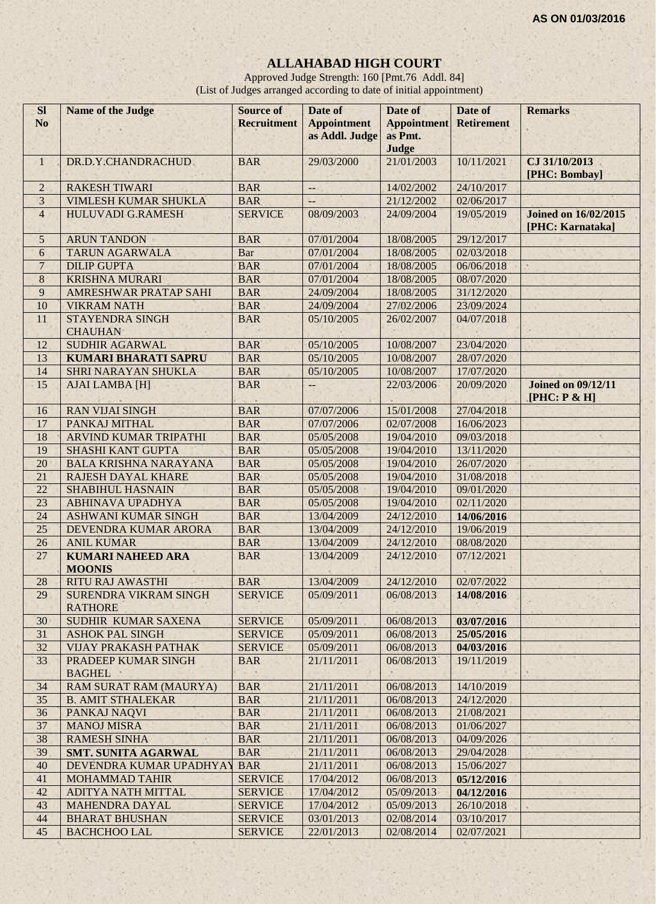**AS ON 01/03/2016**

# ALLAHABAD HIGH COURT

Approved Judge Strength: 160 [Pmt.76 Addl. 84]
(List of Judges arranged according to date of initial appointment)

| Sl No | Name of the Judge | Source of Recruitment | Date of Appointment as Addl. Judge | Date of Appointment as Pmt. Judge | Date of Retirement | Remarks |
|---|---|---|---|---|---|---|
| 1 | DR.D.Y.CHANDRACHUD | BAR | 29/03/2000 | 21/01/2003 | 10/11/2021 | **CJ 31/10/2013 [PHC: Bombay]** |
| 2 | RAKESH TIWARI | BAR | -- | 14/02/2002 | 24/10/2017 | |
| 3 | VIMLESH KUMAR SHUKLA | BAR | -- | 21/12/2002 | 02/06/2017 | |
| 4 | HULUVADI G.RAMESH | SERVICE | 08/09/2003 | 24/09/2004 | 19/05/2019 | **Joined on 16/02/2015 [PHC: Karnataka]** |
| 5 | ARUN TANDON | BAR | 07/01/2004 | 18/08/2005 | 29/12/2017 | |
| 6 | TARUN AGARWALA | Bar | 07/01/2004 | 18/08/2005 | 02/03/2018 | |
| 7 | DILIP GUPTA | BAR | 07/01/2004 | 18/08/2005 | 06/06/2018 | |
| 8 | KRISHNA MURARI | BAR | 07/01/2004 | 18/08/2005 | 08/07/2020 | |
| 9 | AMRESHWAR PRATAP SAHI | BAR | 24/09/2004 | 18/08/2005 | 31/12/2020 | |
| 10 | VIKRAM NATH | BAR | 24/09/2004 | 27/02/2006 | 23/09/2024 | |
| 11 | STAYENDRA SINGH CHAUHAN | BAR | 05/10/2005 | 26/02/2007 | 04/07/2018 | |
| 12 | SUDHIR AGARWAL | BAR | 05/10/2005 | 10/08/2007 | 23/04/2020 | |
| 13 | **KUMARI BHARATI SAPRU** | BAR | 05/10/2005 | 10/08/2007 | 28/07/2020 | |
| 14 | SHRI NARAYAN SHUKLA | BAR | 05/10/2005 | 10/08/2007 | 17/07/2020 | |
| 15 | AJAI LAMBA [H] | BAR | -- | 22/03/2006 | 20/09/2020 | **Joined on 09/12/11 [PHC: P & H]** |
| 16 | RAN VIJAI SINGH | BAR | 07/07/2006 | 15/01/2008 | 27/04/2018 | |
| 17 | PANKAJ MITHAL | BAR | 07/07/2006 | 02/07/2008 | 16/06/2023 | |
| 18 | ARVIND KUMAR TRIPATHI | BAR | 05/05/2008 | 19/04/2010 | 09/03/2018 | |
| 19 | SHASHI KANT GUPTA | BAR | 05/05/2008 | 19/04/2010 | 13/11/2020 | |
| 20 | BALA KRISHNA NARAYANA | BAR | 05/05/2008 | 19/04/2010 | 26/07/2020 | |
| 21 | RAJESH DAYAL KHARE | BAR | 05/05/2008 | 19/04/2010 | 31/08/2018 | |
| 22 | SHABIHUL HASNAIN | BAR | 05/05/2008 | 19/04/2010 | 09/01/2020 | |
| 23 | ABHINAVA UPADHYA | BAR | 05/05/2008 | 19/04/2010 | 02/11/2020 | |
| 24 | ASHWANI KUMAR SINGH | BAR | 13/04/2009 | 24/12/2010 | **14/06/2016** | |
| 25 | DEVENDRA KUMAR ARORA | BAR | 13/04/2009 | 24/12/2010 | 19/06/2019 | |
| 26 | ANIL KUMAR | BAR | 13/04/2009 | 24/12/2010 | 08/08/2020 | |
| 27 | **KUMARI NAHEED ARA MOONIS** | BAR | 13/04/2009 | 24/12/2010 | 07/12/2021 | |
| 28 | RITU RAJ AWASTHI | BAR | 13/04/2009 | 24/12/2010 | 02/07/2022 | |
| 29 | SURENDRA VIKRAM SINGH RATHORE | SERVICE | 05/09/2011 | 06/08/2013 | **14/08/2016** | |
| 30 | SUDHIR KUMAR SAXENA | SERVICE | 05/09/2011 | 06/08/2013 | **03/07/2016** | |
| 31 | ASHOK PAL SINGH | SERVICE | 05/09/2011 | 06/08/2013 | **25/05/2016** | |
| 32 | VIJAY PRAKASH PATHAK | SERVICE | 05/09/2011 | 06/08/2013 | **04/03/2016** | |
| 33 | PRADEEP KUMAR SINGH BAGHEL | BAR | 21/11/2011 | 06/08/2013 | 19/11/2019 | |
| 34 | RAM SURAT RAM (MAURYA) | BAR | 21/11/2011 | 06/08/2013 | 14/10/2019 | |
| 35 | B. AMIT STHALEKAR | BAR | 21/11/2011 | 06/08/2013 | 24/12/2020 | |
| 36 | PANKAJ NAQVI | BAR | 21/11/2011 | 06/08/2013 | 21/08/2021 | |
| 37 | MANOJ MISRA | BAR | 21/11/2011 | 06/08/2013 | 01/06/2027 | |
| 38 | RAMESH SINHA | BAR | 21/11/2011 | 06/08/2013 | 04/09/2026 | |
| 39 | **SMT. SUNITA AGARWAL** | BAR | 21/11/2011 | 06/08/2013 | 29/04/2028 | |
| 40 | DEVENDRA KUMAR UPADHYAY | BAR | 21/11/2011 | 06/08/2013 | 15/06/2027 | |
| 41 | MOHAMMAD TAHIR | SERVICE | 17/04/2012 | 06/08/2013 | **05/12/2016** | |
| 42 | ADITYA NATH MITTAL | SERVICE | 17/04/2012 | 05/09/2013 | **04/12/2016** | |
| 43 | MAHENDRA DAYAL | SERVICE | 17/04/2012 | 05/09/2013 | 26/10/2018 | |
| 44 | BHARAT BHUSHAN | SERVICE | 03/01/2013 | 02/08/2014 | 03/10/2017 | |
| 45 | BACHCHOO LAL | SERVICE | 22/01/2013 | 02/08/2014 | 02/07/2021 | |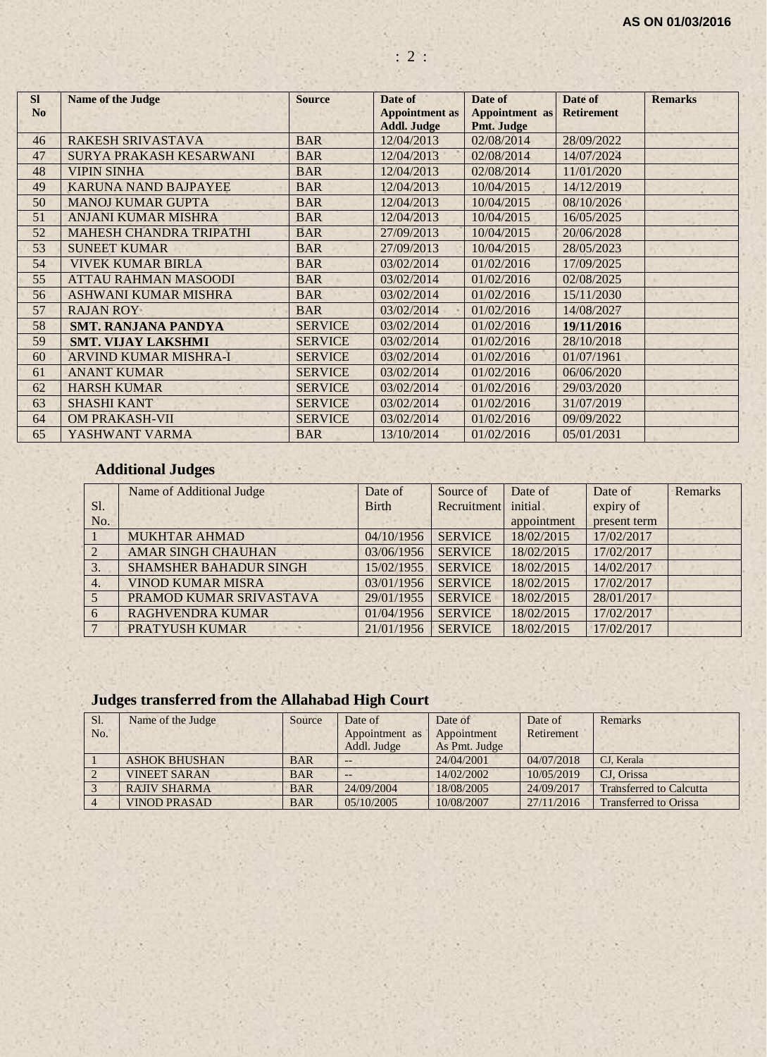AS ON 01/03/2016

| Sl No | Name of the Judge | Source | Date of Appointment as Addl. Judge | Date of Appointment as Pmt. Judge | Date of Retirement | Remarks |
|---|---|---|---|---|---|---|
| 46 | RAKESH SRIVASTAVA | BAR | 12/04/2013 | 02/08/2014 | 28/09/2022 | |
| 47 | SURYA PRAKASH KESARWANI | BAR | 12/04/2013 | 02/08/2014 | 14/07/2024 | |
| 48 | VIPIN SINHA | BAR | 12/04/2013 | 02/08/2014 | 11/01/2020 | |
| 49 | KARUNA NAND BAJPAYEE | BAR | 12/04/2013 | 10/04/2015 | 14/12/2019 | |
| 50 | MANOJ KUMAR GUPTA | BAR | 12/04/2013 | 10/04/2015 | 08/10/2026 | |
| 51 | ANJANI KUMAR MISHRA | BAR | 12/04/2013 | 10/04/2015 | 16/05/2025 | |
| 52 | MAHESH CHANDRA TRIPATHI | BAR | 27/09/2013 | 10/04/2015 | 20/06/2028 | |
| 53 | SUNEET KUMAR | BAR | 27/09/2013 | 10/04/2015 | 28/05/2023 | |
| 54 | VIVEK KUMAR BIRLA | BAR | 03/02/2014 | 01/02/2016 | 17/09/2025 | |
| 55 | ATTAU RAHMAN MASOODI | BAR | 03/02/2014 | 01/02/2016 | 02/08/2025 | |
| 56 | ASHWANI KUMAR MISHRA | BAR | 03/02/2014 | 01/02/2016 | 15/11/2030 | |
| 57 | RAJAN ROY | BAR | 03/02/2014 | 01/02/2016 | 14/08/2027 | |
| 58 | **SMT. RANJANA PANDYA** | SERVICE | 03/02/2014 | 01/02/2016 | **19/11/2016** | |
| 59 | **SMT. VIJAY LAKSHMI** | SERVICE | 03/02/2014 | 01/02/2016 | 28/10/2018 | |
| 60 | ARVIND KUMAR MISHRA-I | SERVICE | 03/02/2014 | 01/02/2016 | 01/07/1961 | |
| 61 | ANANT KUMAR | SERVICE | 03/02/2014 | 01/02/2016 | 06/06/2020 | |
| 62 | HARSH KUMAR | SERVICE | 03/02/2014 | 01/02/2016 | 29/03/2020 | |
| 63 | SHASHI KANT | SERVICE | 03/02/2014 | 01/02/2016 | 31/07/2019 | |
| 64 | OM PRAKASH-VII | SERVICE | 03/02/2014 | 01/02/2016 | 09/09/2022 | |
| 65 | YASHWANT VARMA | BAR | 13/10/2014 | 01/02/2016 | 05/01/2031 | |

## Additional Judges

| Sl. No. | Name of Additional Judge | Date of Birth | Source of Recruitment | Date of initial appointment | Date of expiry of present term | Remarks |
|---|---|---|---|---|---|---|
| 1 | MUKHTAR AHMAD | 04/10/1956 | SERVICE | 18/02/2015 | 17/02/2017 | |
| 2 | AMAR SINGH CHAUHAN | 03/06/1956 | SERVICE | 18/02/2015 | 17/02/2017 | |
| 3. | SHAMSHER BAHADUR SINGH | 15/02/1955 | SERVICE | 18/02/2015 | 14/02/2017 | |
| 4. | VINOD KUMAR MISRA | 03/01/1956 | SERVICE | 18/02/2015 | 17/02/2017 | |
| 5 | PRAMOD KUMAR SRIVASTAVA | 29/01/1955 | SERVICE | 18/02/2015 | 28/01/2017 | |
| 6 | RAGHVENDRA KUMAR | 01/04/1956 | SERVICE | 18/02/2015 | 17/02/2017 | |
| 7 | PRATYUSH KUMAR | 21/01/1956 | SERVICE | 18/02/2015 | 17/02/2017 | |

## Judges transferred from the Allahabad High Court

| Sl. No. | Name of the Judge | Source | Date of Appointment as Addl. Judge | Date of Appointment As Pmt. Judge | Date of Retirement | Remarks |
|---|---|---|---|---|---|---|
| 1 | ASHOK BHUSHAN | BAR | -- | 24/04/2001 | 04/07/2018 | CJ, Kerala |
| 2 | VINEET SARAN | BAR | -- | 14/02/2002 | 10/05/2019 | CJ, Orissa |
| 3 | RAJIV SHARMA | BAR | 24/09/2004 | 18/08/2005 | 24/09/2017 | Transferred to Calcutta |
| 4 | VINOD PRASAD | BAR | 05/10/2005 | 10/08/2007 | 27/11/2016 | Transferred to Orissa |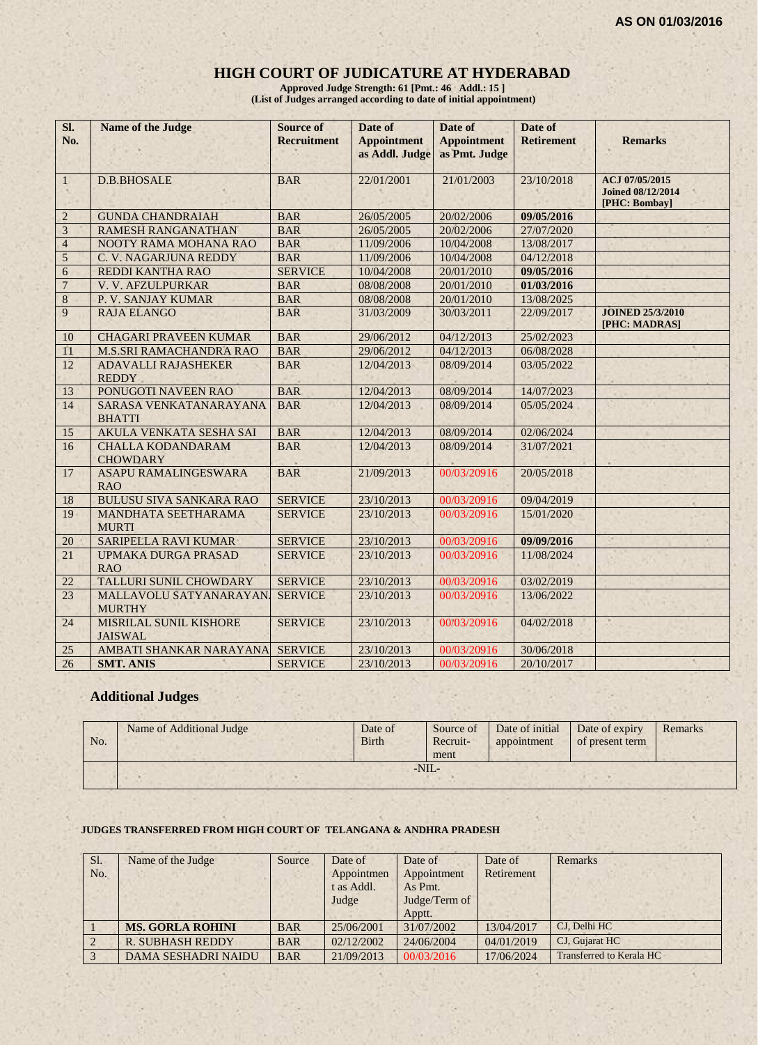AS ON 01/03/2016

# HIGH COURT OF JUDICATURE AT HYDERABAD

**Approved Judge Strength: 61 [Pmt.: 46 Addl.: 15 ]**
**(List of Judges arranged according to date of initial appointment)**

| Sl. No. | Name of the Judge | Source of Recruitment | Date of Appointment as Addl. Judge | Date of Appointment as Pmt. Judge | Date of Retirement | Remarks |
|---|---|---|---|---|---|---|
| 1 | D.B.BHOSALE | BAR | 22/01/2001 | 21/01/2003 | 23/10/2018 | **ACJ 07/05/2015 Joined 08/12/2014 [PHC: Bombay]** |
| 2 | GUNDA CHANDRAIAH | BAR | 26/05/2005 | 20/02/2006 | **09/05/2016** | |
| 3 | RAMESH RANGANATHAN | BAR | 26/05/2005 | 20/02/2006 | 27/07/2020 | |
| 4 | NOOTY RAMA MOHANA RAO | BAR | 11/09/2006 | 10/04/2008 | 13/08/2017 | |
| 5 | C. V. NAGARJUNA REDDY | BAR | 11/09/2006 | 10/04/2008 | 04/12/2018 | |
| 6 | REDDI KANTHA RAO | SERVICE | 10/04/2008 | 20/01/2010 | **09/05/2016** | |
| 7 | V. V. AFZULPURKAR | BAR | 08/08/2008 | 20/01/2010 | **01/03/2016** | |
| 8 | P. V. SANJAY KUMAR | BAR | 08/08/2008 | 20/01/2010 | 13/08/2025 | |
| 9 | RAJA ELANGO | BAR | 31/03/2009 | 30/03/2011 | 22/09/2017 | **JOINED 25/3/2010 [PHC: MADRAS]** |
| 10 | CHAGARI PRAVEEN KUMAR | BAR | 29/06/2012 | 04/12/2013 | 25/02/2023 | |
| 11 | M.S.SRI RAMACHANDRA RAO | BAR | 29/06/2012 | 04/12/2013 | 06/08/2028 | |
| 12 | ADAVALLI RAJASHEKER REDDY | BAR | 12/04/2013 | 08/09/2014 | 03/05/2022 | |
| 13 | PONUGOTI NAVEEN RAO | BAR | 12/04/2013 | 08/09/2014 | 14/07/2023 | |
| 14 | SARASA VENKATANARAYANA BHATTI | BAR | 12/04/2013 | 08/09/2014 | 05/05/2024 | |
| 15 | AKULA VENKATA SESHA SAI | BAR | 12/04/2013 | 08/09/2014 | 02/06/2024 | |
| 16 | CHALLA KODANDARAM CHOWDARY | BAR | 12/04/2013 | 08/09/2014 | 31/07/2021 | |
| 17 | ASAPU RAMALINGESWARA RAO | BAR | 21/09/2013 | 00/03/20916 | 20/05/2018 | |
| 18 | BULUSU SIVA SANKARA RAO | SERVICE | 23/10/2013 | 00/03/20916 | 09/04/2019 | |
| 19 | MANDHATA SEETHARAMA MURTI | SERVICE | 23/10/2013 | 00/03/20916 | 15/01/2020 | |
| 20 | SARIPELLA RAVI KUMAR | SERVICE | 23/10/2013 | 00/03/20916 | **09/09/2016** | |
| 21 | UPMAKA DURGA PRASAD RAO | SERVICE | 23/10/2013 | 00/03/20916 | 11/08/2024 | |
| 22 | TALLURI SUNIL CHOWDARY | SERVICE | 23/10/2013 | 00/03/20916 | 03/02/2019 | |
| 23 | MALLAVOLU SATYANARAYANA MURTHY | SERVICE | 23/10/2013 | 00/03/20916 | 13/06/2022 | |
| 24 | MISRILAL SUNIL KISHORE JAISWAL | SERVICE | 23/10/2013 | 00/03/20916 | 04/02/2018 | |
| 25 | AMBATI SHANKAR NARAYANA | SERVICE | 23/10/2013 | 00/03/20916 | 30/06/2018 | |
| 26 | **SMT. ANIS** | SERVICE | 23/10/2013 | 00/03/20916 | 20/10/2017 | |

## Additional Judges

| No. | Name of Additional Judge | Date of Birth | Source of Recruit-ment | Date of initial appointment | Date of expiry of present term | Remarks |
|---|---|---|---|---|---|---|
| | -NIL- | | | | | |

**JUDGES TRANSFERRED FROM HIGH COURT OF TELANGANA & ANDHRA PRADESH**

| Sl. No. | Name of the Judge | Source | Date of Appointment as Addl. Judge | Date of Appointment As Pmt. Judge/Term of Apptt. | Date of Retirement | Remarks |
|---|---|---|---|---|---|---|
| 1 | **MS. GORLA ROHINI** | BAR | 25/06/2001 | 31/07/2002 | 13/04/2017 | CJ, Delhi HC |
| 2 | R. SUBHASH REDDY | BAR | 02/12/2002 | 24/06/2004 | 04/01/2019 | CJ, Gujarat HC |
| 3 | DAMA SESHADRI NAIDU | BAR | 21/09/2013 | 00/03/2016 | 17/06/2024 | Transferred to Kerala HC |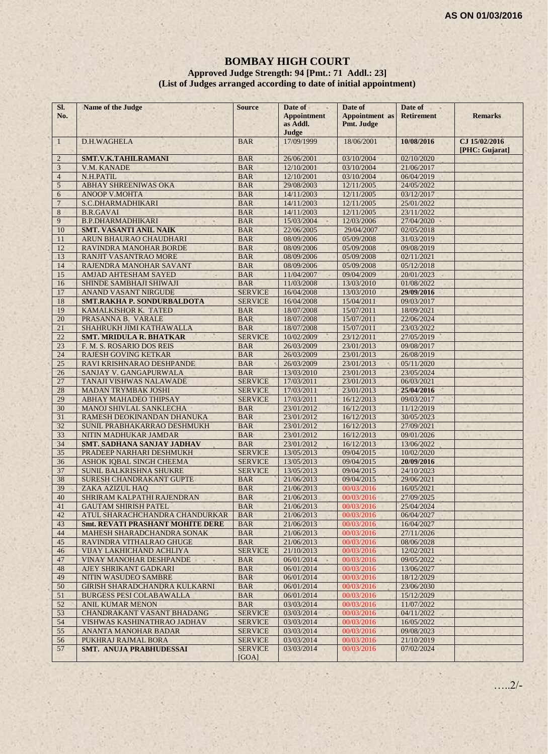AS ON 01/03/2016

# BOMBAY HIGH COURT

### Approved Judge Strength: 94 [Pmt.: 71 Addl.: 23]
### (List of Judges arranged according to date of initial appointment)

| Sl. No. | Name of the Judge | Source | Date of Appointment as Addl. Judge | Date of Appointment as Pmt. Judge | Date of Retirement | Remarks |
|---|---|---|---|---|---|---|
| 1 | D.H.WAGHELA | BAR | 17/09/1999 | 18/06/2001 | **10/08/2016** | **CJ 15/02/2016 [PHC: Gujarat]** |
| 2 | **SMT.V.K.TAHILRAMANI** | BAR | 26/06/2001 | 03/10/2004 | 02/10/2020 | |
| 3 | V.M. KANADE | BAR | 12/10/2001 | 03/10/2004 | 21/06/2017 | |
| 4 | N.H.PATIL | BAR | 12/10/2001 | 03/10/2004 | 06/04/2019 | |
| 5 | ABHAY SHREENIWAS OKA | BAR | 29/08/2003 | 12/11/2005 | 24/05/2022 | |
| 6 | ANOOP V.MOHTA | BAR | 14/11/2003 | 12/11/2005 | 03/12/2017 | |
| 7 | S.C.DHARMADHIKARI | BAR | 14/11/2003 | 12/11/2005 | 25/01/2022 | |
| 8 | B.R.GAVAI | BAR | 14/11/2003 | 12/11/2005 | 23/11/2022 | |
| 9 | B.P.DHARMADHIKARI | BAR | 15/03/2004 | 12/03/2006 | 27/04/2020 | |
| 10 | **SMT. VASANTI ANIL NAIK** | BAR | 22/06/2005 | 29/04/2007 | 02/05/2018 | |
| 11 | ARUN BHAURAO CHAUDHARI | BAR | 08/09/2006 | 05/09/2008 | 31/03/2019 | |
| 12 | RAVINDRA MANOHAR BORDE | BAR | 08/09/2006 | 05/09/2008 | 09/08/2019 | |
| 13 | RANJIT VASANTRAO MORE | BAR | 08/09/2006 | 05/09/2008 | 02/11/2021 | |
| 14 | RAJENDRA MANOHAR SAVANT | BAR | 08/09/2006 | 05/09/2008 | 05/12/2018 | |
| 15 | AMJAD AHTESHAM SAYED | BAR | 11/04/2007 | 09/04/2009 | 20/01/2023 | |
| 16 | SHINDE SAMBHAJI SHIWAJI | BAR | 11/03/2008 | 13/03/2010 | 01/08/2022 | |
| 17 | ANAND VASANT NIRGUDE | SERVICE | 16/04/2008 | 13/03/2010 | **29/09/2016** | |
| 18 | **SMT.RAKHA P. SONDURBALDOTA** | SERVICE | 16/04/2008 | 15/04/2011 | 09/03/2017 | |
| 19 | KAMALKISHOR K. TATED | BAR | 18/07/2008 | 15/07/2011 | 18/09/2021 | |
| 20 | PRASANNA B. VARALE | BAR | 18/07/2008 | 15/07/2011 | 22/06/2024 | |
| 21 | SHAHRUKH JIMI KATHAWALLA | BAR | 18/07/2008 | 15/07/2011 | 23/03/2022 | |
| 22 | **SMT. MRIDULA R. BHATKAR** | SERVICE | 10/02/2009 | 23/12/2011 | 27/05/2019 | |
| 23 | F. M. S. ROSARIO DOS REIS | BAR | 26/03/2009 | 23/01/2013 | 09/08/2017 | |
| 24 | RAJESH GOVING KETKAR | BAR | 26/03/2009 | 23/01/2013 | 26/08/2019 | |
| 25 | RAVI KRISHNARAO DESHPANDE | BAR | 26/03/2009 | 23/01/2013 | 05/11/2020 | |
| 26 | SANJAY V. GANGAPURWALA | BAR | 13/03/2010 | 23/01/2013 | 23/05/2024 | |
| 27 | TANAJI VISHWAS NALAWADE | SERVICE | 17/03/2011 | 23/01/2013 | 06/03/2021 | |
| 28 | MADAN TRYMBAK JOSHI | SERVICE | 17/03/2011 | 23/01/2013 | **25/04/2016** | |
| 29 | ABHAY MAHADEO THIPSAY | SERVICE | 17/03/2011 | 16/12/2013 | 09/03/2017 | |
| 30 | MANOJ SHIVLAL SANKLECHA | BAR | 23/01/2012 | 16/12/2013 | 11/12/2019 | |
| 31 | RAMESH DEOKINANDAN DHANUKA | BAR | 23/01/2012 | 16/12/2013 | 30/05/2023 | |
| 32 | SUNIL PRABHAKARRAO DESHMUKH | BAR | 23/01/2012 | 16/12/2013 | 27/09/2021 | |
| 33 | NITIN MADHUKAR JAMDAR | BAR | 23/01/2012 | 16/12/2013 | 09/01/2026 | |
| 34 | **SMT. SADHANA SANJAY JADHAV** | BAR | 23/01/2012 | 16/12/2013 | 13/06/2022 | |
| 35 | PRADEEP NARHARI DESHMUKH | SERVICE | 13/05/2013 | 09/04/2015 | 10/02/2020 | |
| 36 | ASHOK IQBAL SINGH CHEEMA | SERVICE | 13/05/2013 | 09/04/2015 | **20/09/2016** | |
| 37 | SUNIL BALKRISHNA SHUKRE | SERVICE | 13/05/2013 | 09/04/2015 | 24/10/2023 | |
| 38 | SURESH CHANDRAKANT GUPTE | BAR | 21/06/2013 | 09/04/2015 | 29/06/2021 | |
| 39 | ZAKA AZIZUL HAQ | BAR | 21/06/2013 | 00/03/2016 | 16/05/2021 | |
| 40 | SHRIRAM KALPATHI RAJENDRAN | BAR | 21/06/2013 | 00/03/2016 | 27/09/2025 | |
| 41 | GAUTAM SHIRISH PATEL | BAR | 21/06/2013 | 00/03/2016 | 25/04/2024 | |
| 42 | ATUL SHARACHCHANDRA CHANDURKAR | BAR | 21/06/2013 | 00/03/2016 | 06/04/2027 | |
| 43 | **Smt. REVATI PRASHANT MOHITE DERE** | BAR | 21/06/2013 | 00/03/2016 | 16/04/2027 | |
| 44 | MAHESH SHARADCHANDRA SONAK | BAR | 21/06/2013 | 00/03/2016 | 27/11/2026 | |
| 45 | RAVINDRA VITHALRAO GHUGE | BAR | 21/06/2013 | 00/03/2016 | 08/06/2028 | |
| 46 | VIJAY LAKHICHAND ACHLIYA | SERVICE | 21/10/2013 | 00/03/2016 | 12/02/2021 | |
| 47 | VINAY MANOHAR DESHPANDE | BAR | 06/01/2014 | 00/03/2016 | 09/05/2022 | |
| 48 | AJEY SHRIKANT GADKARI | BAR | 06/01/2014 | 00/03/2016 | 13/06/2027 | |
| 49 | NITIN WASUDEO SAMBRE | BAR | 06/01/2014 | 00/03/2016 | 18/12/2029 | |
| 50 | GIRISH SHARADCHANDRA KULKARNI | BAR | 06/01/2014 | 00/03/2016 | 23/06/2030 | |
| 51 | BURGESS PESI COLABAWALLA | BAR | 06/01/2014 | 00/03/2016 | 15/12/2029 | |
| 52 | ANIL KUMAR MENON | BAR | 03/03/2014 | 00/03/2016 | 11/07/2022 | |
| 53 | CHANDRAKANT VASANT BHADANG | SERVICE | 03/03/2014 | 00/03/2016 | 04/11/2022 | |
| 54 | VISHWAS KASHINATHRAO JADHAV | SERVICE | 03/03/2014 | 00/03/2016 | 16/05/2022 | |
| 55 | ANANTA MANOHAR BADAR | SERVICE | 03/03/2014 | 00/03/2016 | 09/08/2023 | |
| 56 | PUKHRAJ RAJMAL BORA | SERVICE | 03/03/2014 | 00/03/2016 | 21/10/2019 | |
| 57 | **SMT. ANUJA PRABHUDESSAI** | SERVICE [GOA] | 03/03/2014 | 00/03/2016 | 07/02/2024 | |

…..2/-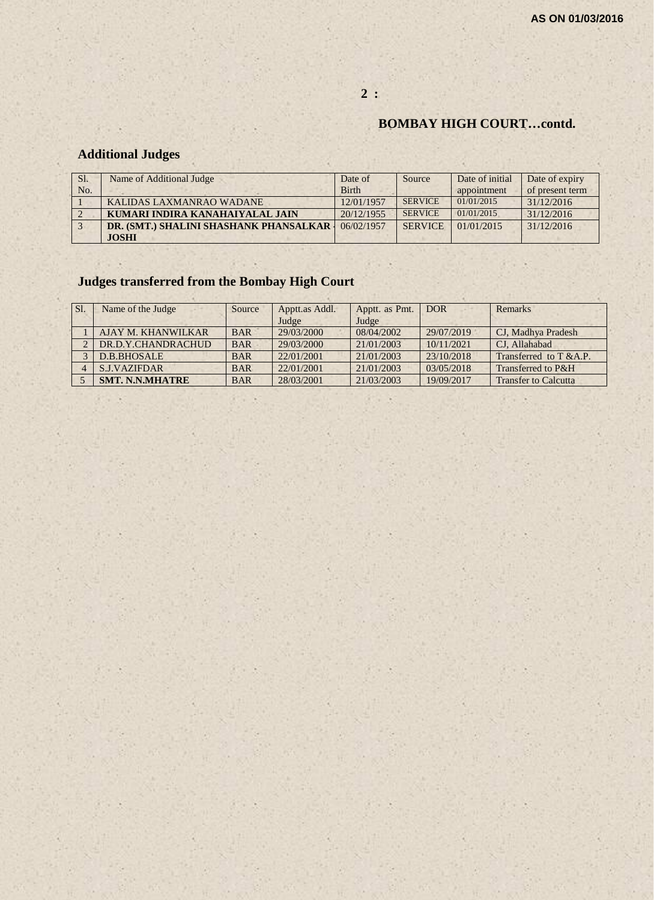AS ON 01/03/2016

## BOMBAY HIGH COURT…contd.

### Additional Judges

| Sl. No. | Name of Additional Judge | Date of Birth | Source | Date of initial appointment | Date of expiry of present term |
|---|---|---|---|---|---|
| 1 | KALIDAS LAXMANRAO WADANE | 12/01/1957 | SERVICE | 01/01/2015 | 31/12/2016 |
| 2 | **KUMARI INDIRA KANAHAIYALAL JAIN** | 20/12/1955 | SERVICE | 01/01/2015 | 31/12/2016 |
| 3 | **DR. (SMT.) SHALINI SHASHANK PHANSALKAR - JOSHI** | 06/02/1957 | SERVICE | 01/01/2015 | 31/12/2016 |

### Judges transferred from the Bombay High Court

| Sl. | Name of the Judge | Source | Apptt.as Addl. Judge | Apptt. as Pmt. Judge | DOR | Remarks |
|---|---|---|---|---|---|---|
| 1 | AJAY M. KHANWILKAR | BAR | 29/03/2000 | 08/04/2002 | 29/07/2019 | CJ, Madhya Pradesh |
| 2 | DR.D.Y.CHANDRACHUD | BAR | 29/03/2000 | 21/01/2003 | 10/11/2021 | CJ, Allahabad |
| 3 | D.B.BHOSALE | BAR | 22/01/2001 | 21/01/2003 | 23/10/2018 | Transferred to T &A.P. |
| 4 | S.J.VAZIFDAR | BAR | 22/01/2001 | 21/01/2003 | 03/05/2018 | Transferred to P&H |
| 5 | **SMT. N.N.MHATRE** | BAR | 28/03/2001 | 21/03/2003 | 19/09/2017 | Transfer to Calcutta |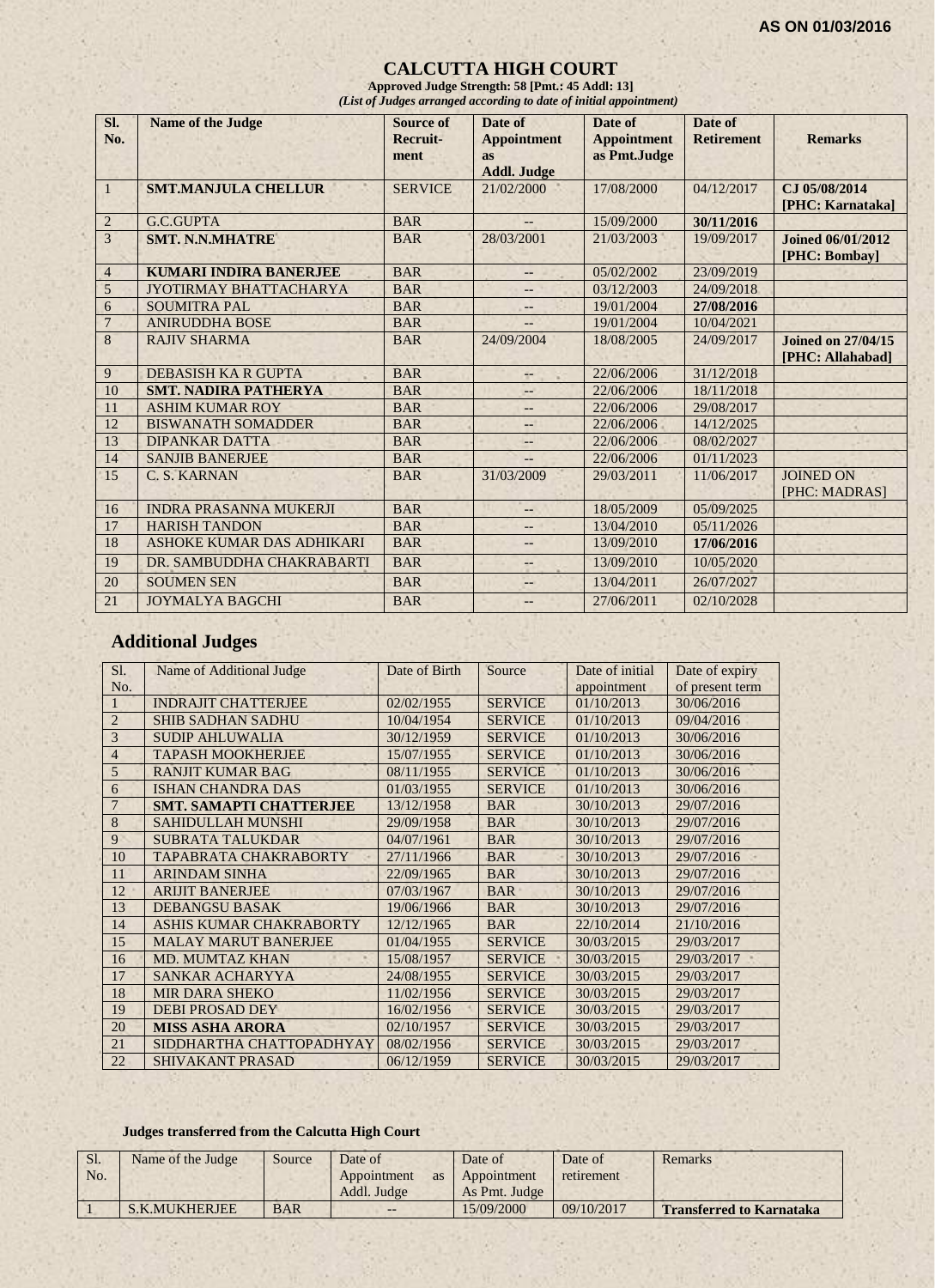**AS ON 01/03/2016**

# CALCUTTA HIGH COURT

**Approved Judge Strength: 58 [Pmt.: 45 Addl: 13]**

***(List of Judges arranged according to date of initial appointment)***

| Sl. No. | Name of the Judge | Source of Recruit-ment | Date of Appointment as Addl. Judge | Date of Appointment as Pmt.Judge | Date of Retirement | Remarks |
|---|---|---|---|---|---|---|
| 1 | **SMT.MANJULA CHELLUR** | SERVICE | 21/02/2000 | 17/08/2000 | 04/12/2017 | **CJ 05/08/2014 [PHC: Karnataka]** |
| 2 | G.C.GUPTA | BAR | -- | 15/09/2000 | **30/11/2016** | |
| 3 | **SMT. N.N.MHATRE** | BAR | 28/03/2001 | 21/03/2003 | 19/09/2017 | **Joined 06/01/2012 [PHC: Bombay]** |
| 4 | **KUMARI INDIRA BANERJEE** | BAR | -- | 05/02/2002 | 23/09/2019 | |
| 5 | JYOTIRMAY BHATTACHARYA | BAR | -- | 03/12/2003 | 24/09/2018 | |
| 6 | SOUMITRA PAL | BAR | -- | 19/01/2004 | **27/08/2016** | |
| 7 | ANIRUDDHA BOSE | BAR | -- | 19/01/2004 | 10/04/2021 | |
| 8 | RAJIV SHARMA | BAR | 24/09/2004 | 18/08/2005 | 24/09/2017 | **Joined on 27/04/15 [PHC: Allahabad]** |
| 9 | DEBASISH KA R GUPTA | BAR | -- | 22/06/2006 | 31/12/2018 | |
| 10 | **SMT. NADIRA PATHERYA** | BAR | -- | 22/06/2006 | 18/11/2018 | |
| 11 | ASHIM KUMAR ROY | BAR | -- | 22/06/2006 | 29/08/2017 | |
| 12 | BISWANATH SOMADDER | BAR | -- | 22/06/2006 | 14/12/2025 | |
| 13 | DIPANKAR DATTA | BAR | -- | 22/06/2006 | 08/02/2027 | |
| 14 | SANJIB BANERJEE | BAR | -- | 22/06/2006 | 01/11/2023 | |
| 15 | C. S. KARNAN | BAR | 31/03/2009 | 29/03/2011 | 11/06/2017 | JOINED ON [PHC: MADRAS] |
| 16 | INDRA PRASANNA MUKERJI | BAR | -- | 18/05/2009 | 05/09/2025 | |
| 17 | HARISH TANDON | BAR | -- | 13/04/2010 | 05/11/2026 | |
| 18 | ASHOKE KUMAR DAS ADHIKARI | BAR | -- | 13/09/2010 | **17/06/2016** | |
| 19 | DR. SAMBUDDHA CHAKRABARTI | BAR | -- | 13/09/2010 | 10/05/2020 | |
| 20 | SOUMEN SEN | BAR | -- | 13/04/2011 | 26/07/2027 | |
| 21 | JOYMALYA BAGCHI | BAR | -- | 27/06/2011 | 02/10/2028 | |

## Additional Judges

| Sl. No. | Name of Additional Judge | Date of Birth | Source | Date of initial appointment | Date of expiry of present term |
|---|---|---|---|---|---|
| 1 | INDRAJIT CHATTERJEE | 02/02/1955 | SERVICE | 01/10/2013 | 30/06/2016 |
| 2 | SHIB SADHAN SADHU | 10/04/1954 | SERVICE | 01/10/2013 | 09/04/2016 |
| 3 | SUDIP AHLUWALIA | 30/12/1959 | SERVICE | 01/10/2013 | 30/06/2016 |
| 4 | TAPASH MOOKHERJEE | 15/07/1955 | SERVICE | 01/10/2013 | 30/06/2016 |
| 5 | RANJIT KUMAR BAG | 08/11/1955 | SERVICE | 01/10/2013 | 30/06/2016 |
| 6 | ISHAN CHANDRA DAS | 01/03/1955 | SERVICE | 01/10/2013 | 30/06/2016 |
| 7 | **SMT. SAMAPTI CHATTERJEE** | 13/12/1958 | BAR | 30/10/2013 | 29/07/2016 |
| 8 | SAHIDULLAH MUNSHI | 29/09/1958 | BAR | 30/10/2013 | 29/07/2016 |
| 9 | SUBRATA TALUKDAR | 04/07/1961 | BAR | 30/10/2013 | 29/07/2016 |
| 10 | TAPABRATA CHAKRABORTY | 27/11/1966 | BAR | 30/10/2013 | 29/07/2016 |
| 11 | ARINDAM SINHA | 22/09/1965 | BAR | 30/10/2013 | 29/07/2016 |
| 12 | ARIJIT BANERJEE | 07/03/1967 | BAR | 30/10/2013 | 29/07/2016 |
| 13 | DEBANGSU BASAK | 19/06/1966 | BAR | 30/10/2013 | 29/07/2016 |
| 14 | ASHIS KUMAR CHAKRABORTY | 12/12/1965 | BAR | 22/10/2014 | 21/10/2016 |
| 15 | MALAY MARUT BANERJEE | 01/04/1955 | SERVICE | 30/03/2015 | 29/03/2017 |
| 16 | MD. MUMTAZ KHAN | 15/08/1957 | SERVICE | 30/03/2015 | 29/03/2017 |
| 17 | SANKAR ACHARYYA | 24/08/1955 | SERVICE | 30/03/2015 | 29/03/2017 |
| 18 | MIR DARA SHEKO | 11/02/1956 | SERVICE | 30/03/2015 | 29/03/2017 |
| 19 | DEBI PROSAD DEY | 16/02/1956 | SERVICE | 30/03/2015 | 29/03/2017 |
| 20 | **MISS ASHA ARORA** | 02/10/1957 | SERVICE | 30/03/2015 | 29/03/2017 |
| 21 | SIDDHARTHA CHATTOPADHYAY | 08/02/1956 | SERVICE | 30/03/2015 | 29/03/2017 |
| 22 | SHIVAKANT PRASAD | 06/12/1959 | SERVICE | 30/03/2015 | 29/03/2017 |

**Judges transferred from the Calcutta High Court**

| Sl. No. | Name of the Judge | Source | Date of Appointment as Addl. Judge | Date of Appointment As Pmt. Judge | Date of retirement | Remarks |
|---|---|---|---|---|---|---|
| 1 | S.K.MUKHERJEE | BAR | -- | 15/09/2000 | 09/10/2017 | **Transferred to Karnataka** |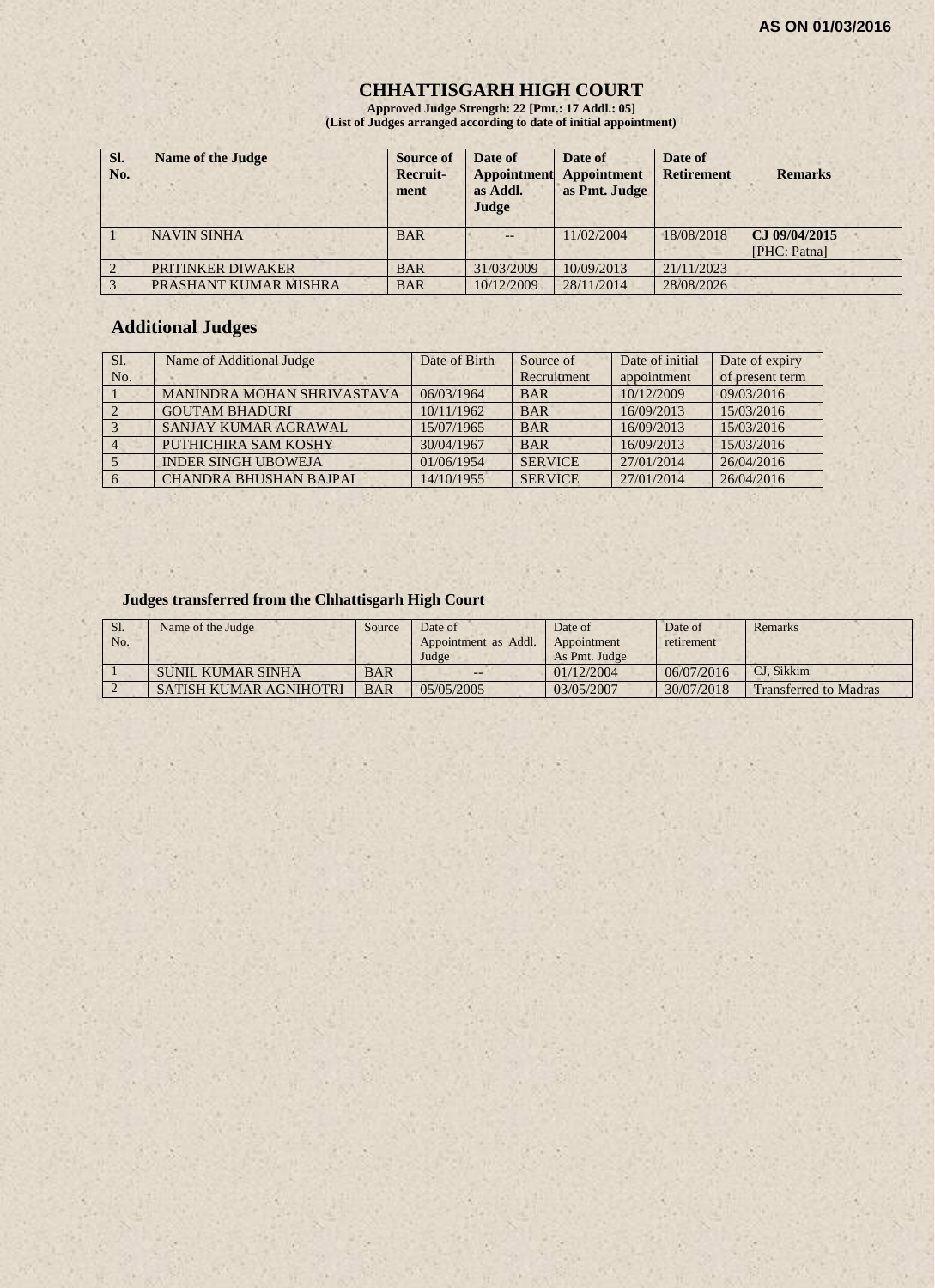AS ON 01/03/2016

# CHHATTISGARH HIGH COURT

**Approved Judge Strength: 22 [Pmt.: 17 Addl.: 05]**
**(List of Judges arranged according to date of initial appointment)**

| Sl. No. | Name of the Judge | Source of Recruit-ment | Date of Appointment as Addl. Judge | Date of Appointment as Pmt. Judge | Date of Retirement | Remarks |
|---|---|---|---|---|---|---|
| 1 | NAVIN SINHA | BAR | -- | 11/02/2004 | 18/08/2018 | **CJ 09/04/2015** [PHC: Patna] |
| 2 | PRITINKER DIWAKER | BAR | 31/03/2009 | 10/09/2013 | 21/11/2023 | |
| 3 | PRASHANT KUMAR MISHRA | BAR | 10/12/2009 | 28/11/2014 | 28/08/2026 | |

## Additional Judges

| Sl. No. | Name of Additional Judge | Date of Birth | Source of Recruitment | Date of initial appointment | Date of expiry of present term |
|---|---|---|---|---|---|
| 1 | MANINDRA MOHAN SHRIVASTAVA | 06/03/1964 | BAR | 10/12/2009 | 09/03/2016 |
| 2 | GOUTAM BHADURI | 10/11/1962 | BAR | 16/09/2013 | 15/03/2016 |
| 3 | SANJAY KUMAR AGRAWAL | 15/07/1965 | BAR | 16/09/2013 | 15/03/2016 |
| 4 | PUTHICHIRA SAM KOSHY | 30/04/1967 | BAR | 16/09/2013 | 15/03/2016 |
| 5 | INDER SINGH UBOWEJA | 01/06/1954 | SERVICE | 27/01/2014 | 26/04/2016 |
| 6 | CHANDRA BHUSHAN BAJPAI | 14/10/1955 | SERVICE | 27/01/2014 | 26/04/2016 |

### Judges transferred from the Chhattisgarh High Court

| Sl. No. | Name of the Judge | Source | Date of Appointment as Addl. Judge | Date of Appointment As Pmt. Judge | Date of retirement | Remarks |
|---|---|---|---|---|---|---|
| 1 | SUNIL KUMAR SINHA | BAR | -- | 01/12/2004 | 06/07/2016 | CJ, Sikkim |
| 2 | SATISH KUMAR AGNIHOTRI | BAR | 05/05/2005 | 03/05/2007 | 30/07/2018 | Transferred to Madras |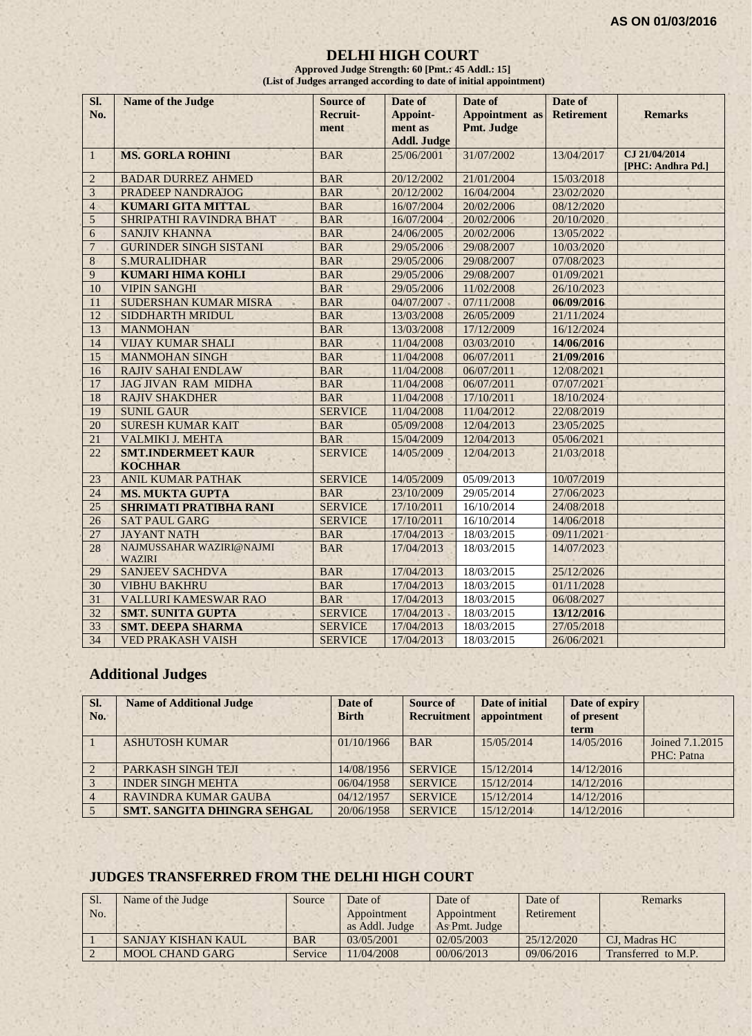**AS ON 01/03/2016**

# DELHI HIGH COURT

**Approved Judge Strength: 60 [Pmt.: 45 Addl.: 15]**
**(List of Judges arranged according to date of initial appointment)**

| Sl. No. | Name of the Judge | Source of Recruit-ment | Date of Appoint-ment as Addl. Judge | Date of Appointment as Pmt. Judge | Date of Retirement | Remarks |
|---|---|---|---|---|---|---|
| 1 | **MS. GORLA ROHINI** | BAR | 25/06/2001 | 31/07/2002 | 13/04/2017 | **CJ 21/04/2014 [PHC: Andhra Pd.]** |
| 2 | BADAR DURREZ AHMED | BAR | 20/12/2002 | 21/01/2004 | 15/03/2018 | |
| 3 | PRADEEP NANDRAJOG | BAR | 20/12/2002 | 16/04/2004 | 23/02/2020 | |
| 4 | **KUMARI GITA MITTAL** | BAR | 16/07/2004 | 20/02/2006 | 08/12/2020 | |
| 5 | SHRIPATHI RAVINDRA BHAT | BAR | 16/07/2004 | 20/02/2006 | 20/10/2020 | |
| 6 | SANJIV KHANNA | BAR | 24/06/2005 | 20/02/2006 | 13/05/2022 | |
| 7 | GURINDER SINGH SISTANI | BAR | 29/05/2006 | 29/08/2007 | 10/03/2020 | |
| 8 | S.MURALIDHAR | BAR | 29/05/2006 | 29/08/2007 | 07/08/2023 | |
| 9 | **KUMARI HIMA KOHLI** | BAR | 29/05/2006 | 29/08/2007 | 01/09/2021 | |
| 10 | VIPIN SANGHI | BAR | 29/05/2006 | 11/02/2008 | 26/10/2023 | |
| 11 | SUDERSHAN KUMAR MISRA | BAR | 04/07/2007 | 07/11/2008 | **06/09/2016** | |
| 12 | SIDDHARTH MRIDUL | BAR | 13/03/2008 | 26/05/2009 | 21/11/2024 | |
| 13 | MANMOHAN | BAR | 13/03/2008 | 17/12/2009 | 16/12/2024 | |
| 14 | VIJAY KUMAR SHALI | BAR | 11/04/2008 | 03/03/2010 | **14/06/2016** | |
| 15 | MANMOHAN SINGH | BAR | 11/04/2008 | 06/07/2011 | **21/09/2016** | |
| 16 | RAJIV SAHAI ENDLAW | BAR | 11/04/2008 | 06/07/2011 | 12/08/2021 | |
| 17 | JAG JIVAN RAM MIDHA | BAR | 11/04/2008 | 06/07/2011 | 07/07/2021 | |
| 18 | RAJIV SHAKDHER | BAR | 11/04/2008 | 17/10/2011 | 18/10/2024 | |
| 19 | SUNIL GAUR | SERVICE | 11/04/2008 | 11/04/2012 | 22/08/2019 | |
| 20 | SURESH KUMAR KAIT | BAR | 05/09/2008 | 12/04/2013 | 23/05/2025 | |
| 21 | VALMIKI J. MEHTA | BAR | 15/04/2009 | 12/04/2013 | 05/06/2021 | |
| 22 | **SMT.INDERMEET KAUR KOCHHAR** | SERVICE | 14/05/2009 | 12/04/2013 | 21/03/2018 | |
| 23 | ANIL KUMAR PATHAK | SERVICE | 14/05/2009 | 05/09/2013 | 10/07/2019 | |
| 24 | **MS. MUKTA GUPTA** | BAR | 23/10/2009 | 29/05/2014 | 27/06/2023 | |
| 25 | **SHRIMATI PRATIBHA RANI** | SERVICE | 17/10/2011 | 16/10/2014 | 24/08/2018 | |
| 26 | SAT PAUL GARG | SERVICE | 17/10/2011 | 16/10/2014 | 14/06/2018 | |
| 27 | JAYANT NATH | BAR | 17/04/2013 | 18/03/2015 | 09/11/2021 | |
| 28 | NAJMUSSAHAR WAZIRI@NAJMI WAZIRI | BAR | 17/04/2013 | 18/03/2015 | 14/07/2023 | |
| 29 | SANJEEV SACHDVA | BAR | 17/04/2013 | 18/03/2015 | 25/12/2026 | |
| 30 | VIBHU BAKHRU | BAR | 17/04/2013 | 18/03/2015 | 01/11/2028 | |
| 31 | VALLURI KAMESWAR RAO | BAR | 17/04/2013 | 18/03/2015 | 06/08/2027 | |
| 32 | **SMT. SUNITA GUPTA** | SERVICE | 17/04/2013 | 18/03/2015 | **13/12/2016** | |
| 33 | **SMT. DEEPA SHARMA** | SERVICE | 17/04/2013 | 18/03/2015 | 27/05/2018 | |
| 34 | VED PRAKASH VAISH | SERVICE | 17/04/2013 | 18/03/2015 | 26/06/2021 | |

## Additional Judges

| Sl. No. | Name of Additional Judge | Date of Birth | Source of Recruitment | Date of initial appointment | Date of expiry of present term | |
|---|---|---|---|---|---|---|
| 1 | ASHUTOSH KUMAR | 01/10/1966 | BAR | 15/05/2014 | 14/05/2016 | Joined 7.1.2015 PHC: Patna |
| 2 | PARKASH SINGH TEJI | 14/08/1956 | SERVICE | 15/12/2014 | 14/12/2016 | |
| 3 | INDER SINGH MEHTA | 06/04/1958 | SERVICE | 15/12/2014 | 14/12/2016 | |
| 4 | RAVINDRA KUMAR GAUBA | 04/12/1957 | SERVICE | 15/12/2014 | 14/12/2016 | |
| 5 | **SMT. SANGITA DHINGRA SEHGAL** | 20/06/1958 | SERVICE | 15/12/2014 | 14/12/2016 | |

## JUDGES TRANSFERRED FROM THE DELHI HIGH COURT

| Sl. No. | Name of the Judge | Source | Date of Appointment as Addl. Judge | Date of Appointment As Pmt. Judge | Date of Retirement | Remarks |
|---|---|---|---|---|---|---|
| 1 | SANJAY KISHAN KAUL | BAR | 03/05/2001 | 02/05/2003 | 25/12/2020 | CJ, Madras HC |
| 2 | MOOL CHAND GARG | Service | 11/04/2008 | 00/06/2013 | 09/06/2016 | Transferred to M.P. |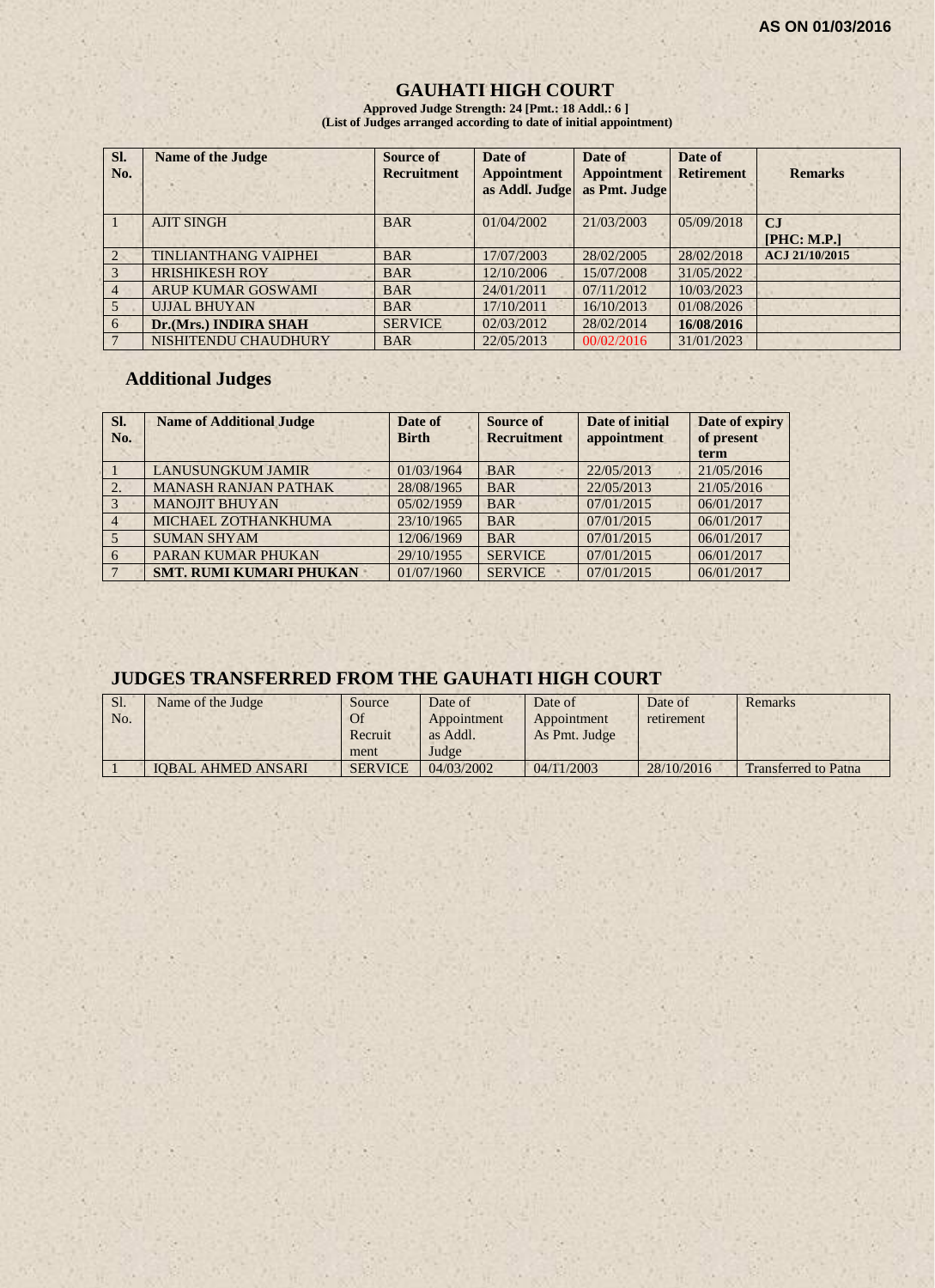**AS ON 01/03/2016**

# GAUHATI HIGH COURT

**Approved Judge Strength: 24 [Pmt.: 18 Addl.: 6 ]**
**(List of Judges arranged according to date of initial appointment)**

| Sl. No. | Name of the Judge | Source of Recruitment | Date of Appointment as Addl. Judge | Date of Appointment as Pmt. Judge | Date of Retirement | Remarks |
|---|---|---|---|---|---|---|
| 1 | AJIT SINGH | BAR | 01/04/2002 | 21/03/2003 | 05/09/2018 | **CJ [PHC: M.P.]** |
| 2 | TINLIANTHANG VAIPHEI | BAR | 17/07/2003 | 28/02/2005 | 28/02/2018 | **ACJ 21/10/2015** |
| 3 | HRISHIKESH ROY | BAR | 12/10/2006 | 15/07/2008 | 31/05/2022 | |
| 4 | ARUP KUMAR GOSWAMI | BAR | 24/01/2011 | 07/11/2012 | 10/03/2023 | |
| 5 | UJJAL BHUYAN | BAR | 17/10/2011 | 16/10/2013 | 01/08/2026 | |
| 6 | **Dr.(Mrs.) INDIRA SHAH** | SERVICE | 02/03/2012 | 28/02/2014 | **16/08/2016** | |
| 7 | NISHITENDU CHAUDHURY | BAR | 22/05/2013 | 00/02/2016 | 31/01/2023 | |

## Additional Judges

| Sl. No. | Name of Additional Judge | Date of Birth | Source of Recruitment | Date of initial appointment | Date of expiry of present term |
|---|---|---|---|---|---|
| 1 | LANUSUNGKUM JAMIR | 01/03/1964 | BAR | 22/05/2013 | 21/05/2016 |
| 2. | MANASH RANJAN PATHAK | 28/08/1965 | BAR | 22/05/2013 | 21/05/2016 |
| 3 | MANOJIT BHUYAN | 05/02/1959 | BAR | 07/01/2015 | 06/01/2017 |
| 4 | MICHAEL ZOTHANKHUMA | 23/10/1965 | BAR | 07/01/2015 | 06/01/2017 |
| 5 | SUMAN SHYAM | 12/06/1969 | BAR | 07/01/2015 | 06/01/2017 |
| 6 | PARAN KUMAR PHUKAN | 29/10/1955 | SERVICE | 07/01/2015 | 06/01/2017 |
| 7 | **SMT. RUMI KUMARI PHUKAN** | 01/07/1960 | SERVICE | 07/01/2015 | 06/01/2017 |

## JUDGES TRANSFERRED FROM THE GAUHATI HIGH COURT

| Sl. No. | Name of the Judge | Source Of Recruitment | Date of Appointment as Addl. Judge | Date of Appointment As Pmt. Judge | Date of retirement | Remarks |
|---|---|---|---|---|---|---|
| 1 | IQBAL AHMED ANSARI | SERVICE | 04/03/2002 | 04/11/2003 | 28/10/2016 | Transferred to Patna |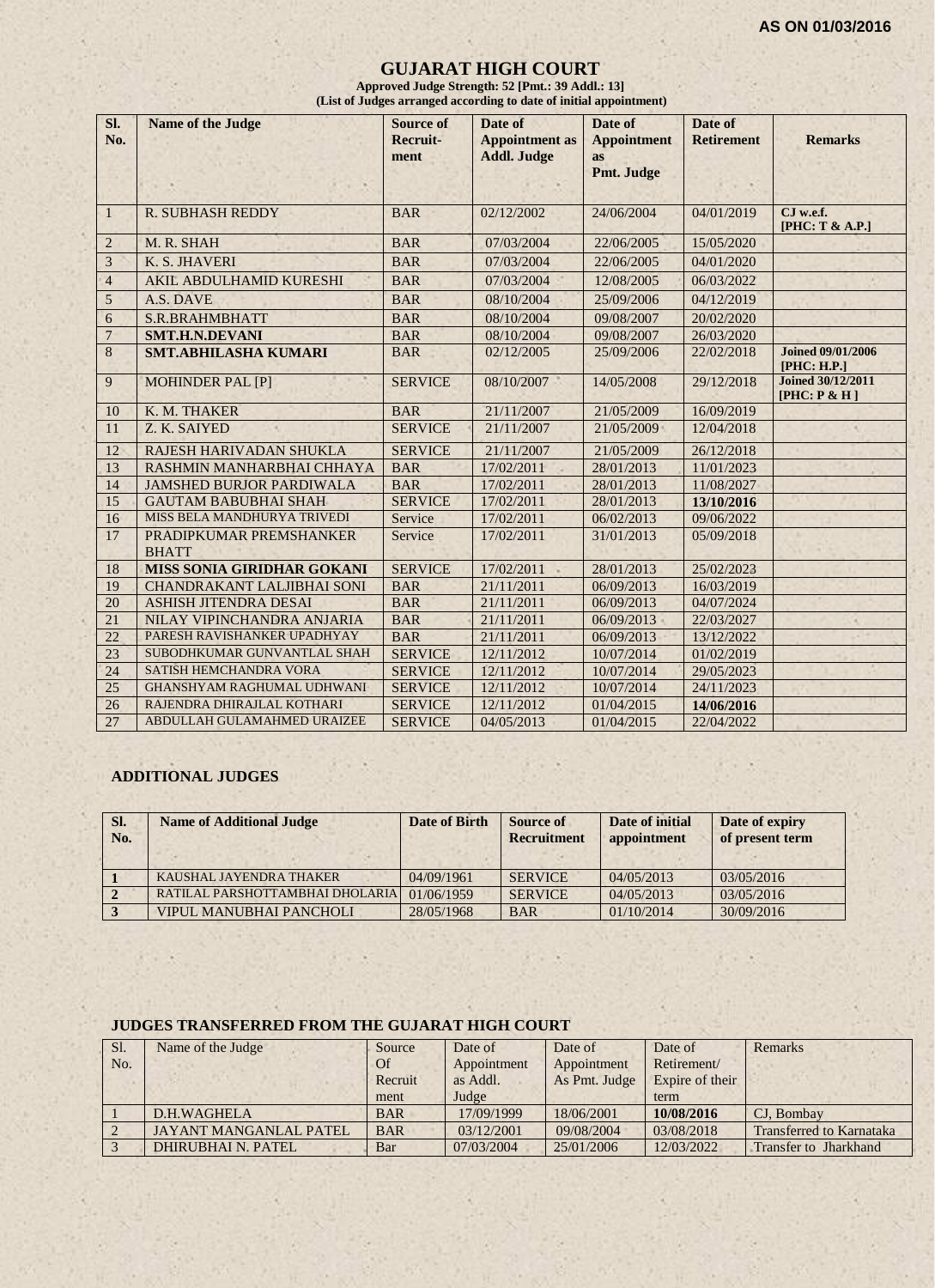AS ON 01/03/2016

# GUJARAT HIGH COURT

**Approved Judge Strength: 52 [Pmt.: 39 Addl.: 13]**
**(List of Judges arranged according to date of initial appointment)**

| Sl. No. | Name of the Judge | Source of Recruit-ment | Date of Appointment as Addl. Judge | Date of Appointment as Pmt. Judge | Date of Retirement | Remarks |
|---|---|---|---|---|---|---|
| 1 | R. SUBHASH REDDY | BAR | 02/12/2002 | 24/06/2004 | 04/01/2019 | **CJ w.e.f. [PHC: T & A.P.]** |
| 2 | M. R. SHAH | BAR | 07/03/2004 | 22/06/2005 | 15/05/2020 | |
| 3 | K. S. JHAVERI | BAR | 07/03/2004 | 22/06/2005 | 04/01/2020 | |
| 4 | AKIL ABDULHAMID KURESHI | BAR | 07/03/2004 | 12/08/2005 | 06/03/2022 | |
| 5 | A.S. DAVE | BAR | 08/10/2004 | 25/09/2006 | 04/12/2019 | |
| 6 | S.R.BRAHMBHATT | BAR | 08/10/2004 | 09/08/2007 | 20/02/2020 | |
| 7 | **SMT.H.N.DEVANI** | BAR | 08/10/2004 | 09/08/2007 | 26/03/2020 | |
| 8 | **SMT.ABHILASHA KUMARI** | BAR | 02/12/2005 | 25/09/2006 | 22/02/2018 | **Joined 09/01/2006 [PHC: H.P.]** |
| 9 | MOHINDER PAL [P] | SERVICE | 08/10/2007 | 14/05/2008 | 29/12/2018 | **Joined 30/12/2011 [PHC: P & H ]** |
| 10 | K. M. THAKER | BAR | 21/11/2007 | 21/05/2009 | 16/09/2019 | |
| 11 | Z. K. SAIYED | SERVICE | 21/11/2007 | 21/05/2009 | 12/04/2018 | |
| 12 | RAJESH HARIVADAN SHUKLA | SERVICE | 21/11/2007 | 21/05/2009 | 26/12/2018 | |
| 13 | RASHMIN MANHARBHAI CHHAYA | BAR | 17/02/2011 | 28/01/2013 | 11/01/2023 | |
| 14 | JAMSHED BURJOR PARDIWALA | BAR | 17/02/2011 | 28/01/2013 | 11/08/2027 | |
| 15 | GAUTAM BABUBHAI SHAH | SERVICE | 17/02/2011 | 28/01/2013 | **13/10/2016** | |
| 16 | MISS BELA MANDHURYA TRIVEDI | Service | 17/02/2011 | 06/02/2013 | 09/06/2022 | |
| 17 | PRADIPKUMAR PREMSHANKER BHATT | Service | 17/02/2011 | 31/01/2013 | 05/09/2018 | |
| 18 | **MISS SONIA GIRIDHAR GOKANI** | SERVICE | 17/02/2011 | 28/01/2013 | 25/02/2023 | |
| 19 | CHANDRAKANT LALJIBHAI SONI | BAR | 21/11/2011 | 06/09/2013 | 16/03/2019 | |
| 20 | ASHISH JITENDRA DESAI | BAR | 21/11/2011 | 06/09/2013 | 04/07/2024 | |
| 21 | NILAY VIPINCHANDRA ANJARIA | BAR | 21/11/2011 | 06/09/2013 | 22/03/2027 | |
| 22 | PARESH RAVISHANKER UPADHYAY | BAR | 21/11/2011 | 06/09/2013 | 13/12/2022 | |
| 23 | SUBODHKUMAR GUNVANTLAL SHAH | SERVICE | 12/11/2012 | 10/07/2014 | 01/02/2019 | |
| 24 | SATISH HEMCHANDRA VORA | SERVICE | 12/11/2012 | 10/07/2014 | 29/05/2023 | |
| 25 | GHANSHYAM RAGHUMAL UDHWANI | SERVICE | 12/11/2012 | 10/07/2014 | 24/11/2023 | |
| 26 | RAJENDRA DHIRAJLAL KOTHARI | SERVICE | 12/11/2012 | 01/04/2015 | **14/06/2016** | |
| 27 | ABDULLAH GULAMAHMED URAIZEE | SERVICE | 04/05/2013 | 01/04/2015 | 22/04/2022 | |

## ADDITIONAL JUDGES

| Sl. No. | Name of Additional Judge | Date of Birth | Source of Recruitment | Date of initial appointment | Date of expiry of present term |
|---|---|---|---|---|---|
| **1** | KAUSHAL JAYENDRA THAKER | 04/09/1961 | SERVICE | 04/05/2013 | 03/05/2016 |
| **2** | RATILAL PARSHOTTAMBHAI DHOLARIA | 01/06/1959 | SERVICE | 04/05/2013 | 03/05/2016 |
| **3** | VIPUL MANUBHAI PANCHOLI | 28/05/1968 | BAR | 01/10/2014 | 30/09/2016 |

## JUDGES TRANSFERRED FROM THE GUJARAT HIGH COURT

| Sl. No. | Name of the Judge | Source Of Recruit ment | Date of Appointment as Addl. Judge | Date of Appointment As Pmt. Judge | Date of Retirement/ Expire of their term | Remarks |
|---|---|---|---|---|---|---|
| 1 | D.H.WAGHELA | BAR | 17/09/1999 | 18/06/2001 | **10/08/2016** | CJ, Bombay |
| 2 | JAYANT MANGANLAL PATEL | BAR | 03/12/2001 | 09/08/2004 | 03/08/2018 | Transferred to Karnataka |
| 3 | DHIRUBHAI N. PATEL | Bar | 07/03/2004 | 25/01/2006 | 12/03/2022 | Transfer to Jharkhand |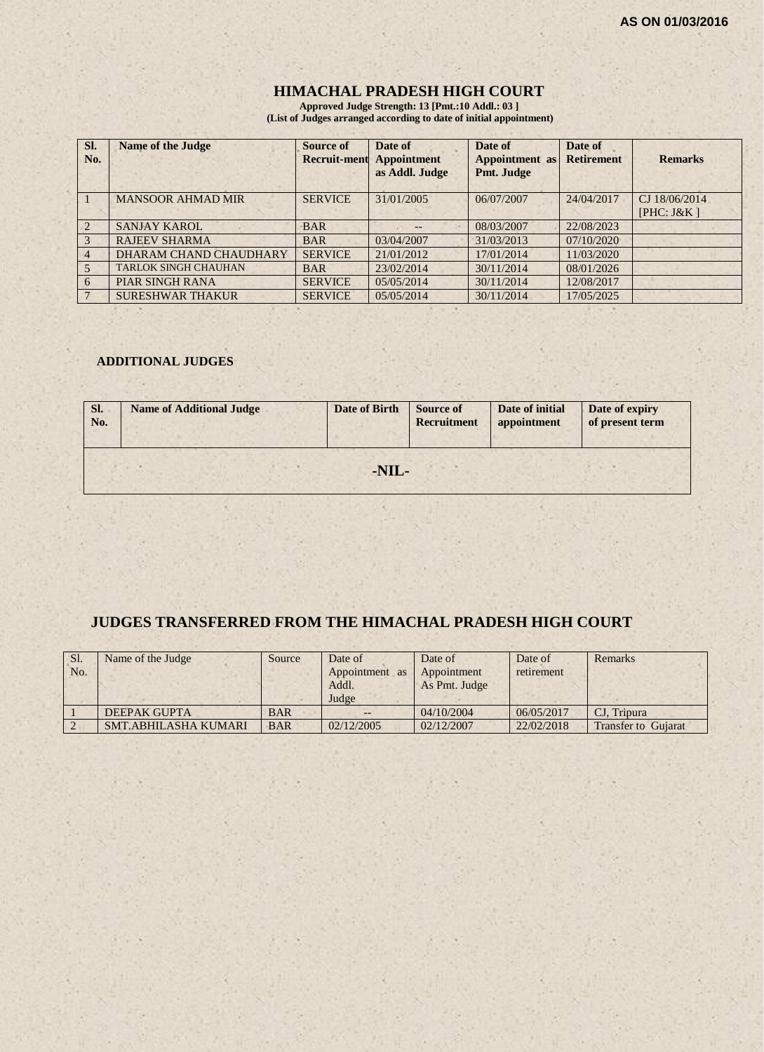AS ON 01/03/2016

# HIMACHAL PRADESH HIGH COURT

**Approved Judge Strength: 13 [Pmt.:10 Addl.: 03 ]**
**(List of Judges arranged according to date of initial appointment)**

| Sl. No. | Name of the Judge | Source of Recruit-ment | Date of Appointment as Addl. Judge | Date of Appointment as Pmt. Judge | Date of Retirement | Remarks |
|---|---|---|---|---|---|---|
| 1 | MANSOOR AHMAD MIR | SERVICE | 31/01/2005 | 06/07/2007 | 24/04/2017 | CJ 18/06/2014 [PHC: J&K ] |
| 2 | SANJAY KAROL | BAR | -- | 08/03/2007 | 22/08/2023 | |
| 3 | RAJEEV SHARMA | BAR | 03/04/2007 | 31/03/2013 | 07/10/2020 | |
| 4 | DHARAM CHAND CHAUDHARY | SERVICE | 21/01/2012 | 17/01/2014 | 11/03/2020 | |
| 5 | TARLOK SINGH CHAUHAN | BAR | 23/02/2014 | 30/11/2014 | 08/01/2026 | |
| 6 | PIAR SINGH RANA | SERVICE | 05/05/2014 | 30/11/2014 | 12/08/2017 | |
| 7 | SURESHWAR THAKUR | SERVICE | 05/05/2014 | 30/11/2014 | 17/05/2025 | |

## ADDITIONAL JUDGES

| Sl. No. | Name of Additional Judge | Date of Birth | Source of Recruitment | Date of initial appointment | Date of expiry of present term |
|---|---|---|---|---|---|
| -NIL- | | | | | |

## JUDGES TRANSFERRED FROM THE HIMACHAL PRADESH HIGH COURT

| Sl. No. | Name of the Judge | Source | Date of Appointment as Addl. Judge | Date of Appointment As Pmt. Judge | Date of retirement | Remarks |
|---|---|---|---|---|---|---|
| 1 | DEEPAK GUPTA | BAR | -- | 04/10/2004 | 06/05/2017 | CJ, Tripura |
| 2 | SMT.ABHILASHA KUMARI | BAR | 02/12/2005 | 02/12/2007 | 22/02/2018 | Transfer to Gujarat |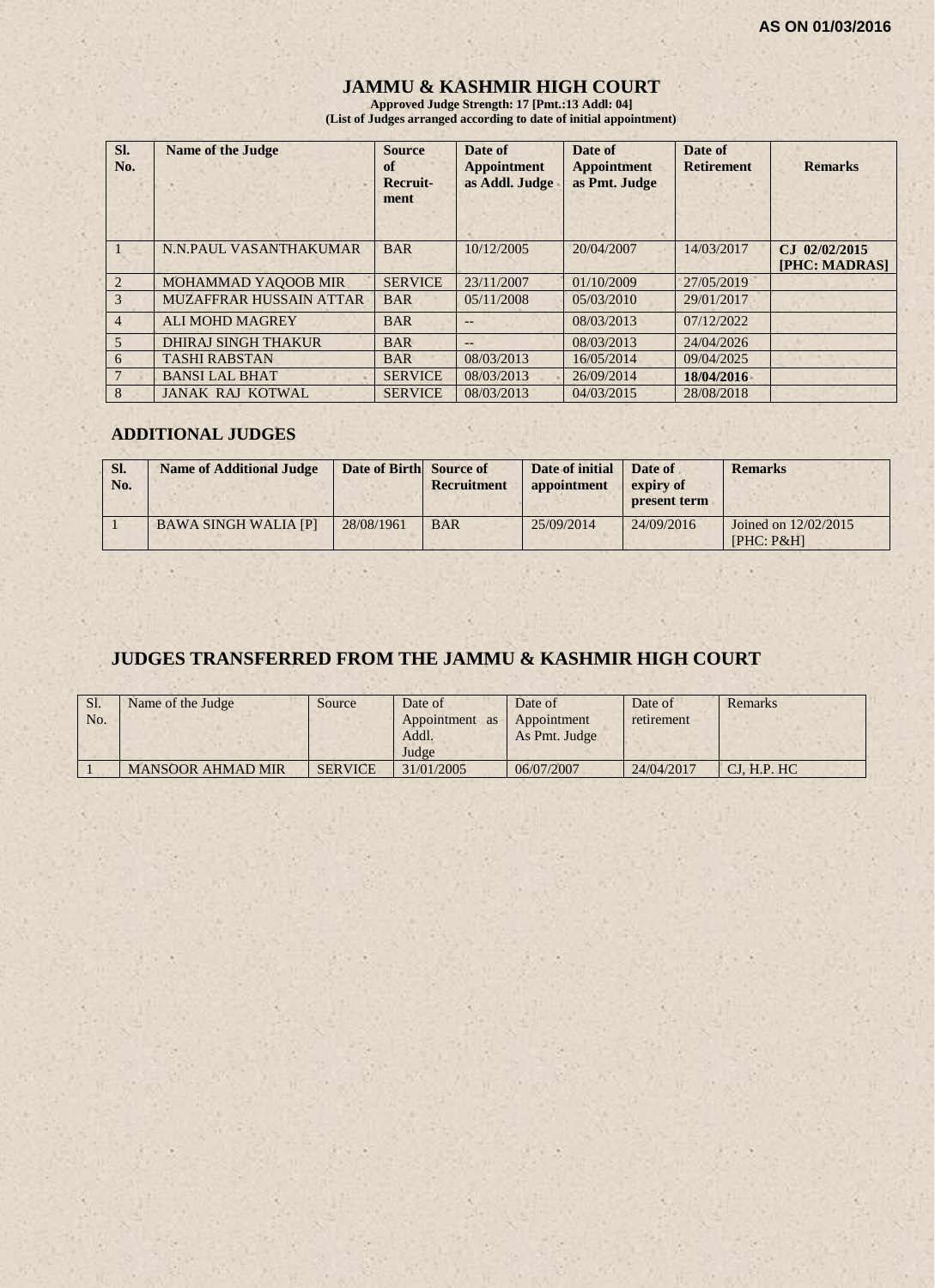AS ON 01/03/2016

# JAMMU & KASHMIR HIGH COURT

**Approved Judge Strength: 17 [Pmt.:13 Addl: 04]**
**(List of Judges arranged according to date of initial appointment)**

| Sl. No. | Name of the Judge | Source of Recruit-ment | Date of Appointment as Addl. Judge | Date of Appointment as Pmt. Judge | Date of Retirement | Remarks |
|---|---|---|---|---|---|---|
| 1 | N.N.PAUL VASANTHAKUMAR | BAR | 10/12/2005 | 20/04/2007 | 14/03/2017 | **CJ 02/02/2015 [PHC: MADRAS]** |
| 2 | MOHAMMAD YAQOOB MIR | SERVICE | 23/11/2007 | 01/10/2009 | 27/05/2019 | |
| 3 | MUZAFFRAR HUSSAIN ATTAR | BAR | 05/11/2008 | 05/03/2010 | 29/01/2017 | |
| 4 | ALI MOHD MAGREY | BAR | -- | 08/03/2013 | 07/12/2022 | |
| 5 | DHIRAJ SINGH THAKUR | BAR | -- | 08/03/2013 | 24/04/2026 | |
| 6 | TASHI RABSTAN | BAR | 08/03/2013 | 16/05/2014 | 09/04/2025 | |
| 7 | BANSI LAL BHAT | SERVICE | 08/03/2013 | 26/09/2014 | **18/04/2016** | |
| 8 | JANAK RAJ KOTWAL | SERVICE | 08/03/2013 | 04/03/2015 | 28/08/2018 | |

## ADDITIONAL JUDGES

| Sl. No. | Name of Additional Judge | Date of Birth | Source of Recruitment | Date of initial appointment | Date of expiry of present term | Remarks |
|---|---|---|---|---|---|---|
| 1 | BAWA SINGH WALIA [P] | 28/08/1961 | BAR | 25/09/2014 | 24/09/2016 | Joined on 12/02/2015 [PHC: P&H] |

## JUDGES TRANSFERRED FROM THE JAMMU & KASHMIR HIGH COURT

| Sl. No. | Name of the Judge | Source | Date of Appointment as Addl. Judge | Date of Appointment As Pmt. Judge | Date of retirement | Remarks |
|---|---|---|---|---|---|---|
| 1 | MANSOOR AHMAD MIR | SERVICE | 31/01/2005 | 06/07/2007 | 24/04/2017 | CJ, H.P. HC |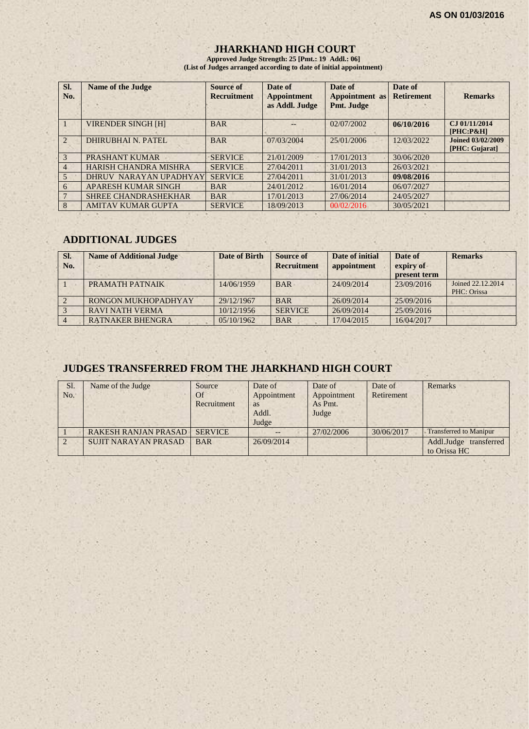AS ON 01/03/2016

# JHARKHAND HIGH COURT

**Approved Judge Strength: 25 [Pmt.: 19 Addl.: 06]**
**(List of Judges arranged according to date of initial appointment)**

| Sl. No. | Name of the Judge | Source of Recruitment | Date of Appointment as Addl. Judge | Date of Appointment as Pmt. Judge | Date of Retirement | Remarks |
|---|---|---|---|---|---|---|
| 1 | VIRENDER SINGH [H] | BAR | -- | 02/07/2002 | **06/10/2016** | **CJ 01/11/2014 [PHC:P&H]** |
| 2 | DHIRUBHAI N. PATEL | BAR | 07/03/2004 | 25/01/2006 | 12/03/2022 | **Joined 03/02/2009 [PHC: Gujarat]** |
| 3 | PRASHANT KUMAR | SERVICE | 21/01/2009 | 17/01/2013 | 30/06/2020 | |
| 4 | HARISH CHANDRA MISHRA | SERVICE | 27/04/2011 | 31/01/2013 | 26/03/2021 | |
| 5 | DHRUV NARAYAN UPADHYAY | SERVICE | 27/04/2011 | 31/01/2013 | **09/08/2016** | |
| 6 | APARESH KUMAR SINGH | BAR | 24/01/2012 | 16/01/2014 | 06/07/2027 | |
| 7 | SHREE CHANDRASHEKHAR | BAR | 17/01/2013 | 27/06/2014 | 24/05/2027 | |
| 8 | AMITAV KUMAR GUPTA | SERVICE | 18/09/2013 | 00/02/2016 | 30/05/2021 | |

## ADDITIONAL JUDGES

| Sl. No. | Name of Additional Judge | Date of Birth | Source of Recruitment | Date of initial appointment | Date of expiry of present term | Remarks |
|---|---|---|---|---|---|---|
| 1 | PRAMATH PATNAIK | 14/06/1959 | BAR | 24/09/2014 | 23/09/2016 | Joined 22.12.2014 PHC: Orissa |
| 2 | RONGON MUKHOPADHYAY | 29/12/1967 | BAR | 26/09/2014 | 25/09/2016 | |
| 3 | RAVI NATH VERMA | 10/12/1956 | SERVICE | 26/09/2014 | 25/09/2016 | |
| 4 | RATNAKER BHENGRA | 05/10/1962 | BAR | 17/04/2015 | 16/04/2017 | |

## JUDGES TRANSFERRED FROM THE JHARKHAND HIGH COURT

| Sl. No. | Name of the Judge | Source Of Recruitment | Date of Appointment as Addl. Judge | Date of Appointment As Pmt. Judge | Date of Retirement | Remarks |
|---|---|---|---|---|---|---|
| 1 | RAKESH RANJAN PRASAD | SERVICE | -- | 27/02/2006 | 30/06/2017 | Transferred to Manipur |
| 2 | SUJIT NARAYAN PRASAD | BAR | 26/09/2014 | | | Addl.Judge transferred to Orissa HC |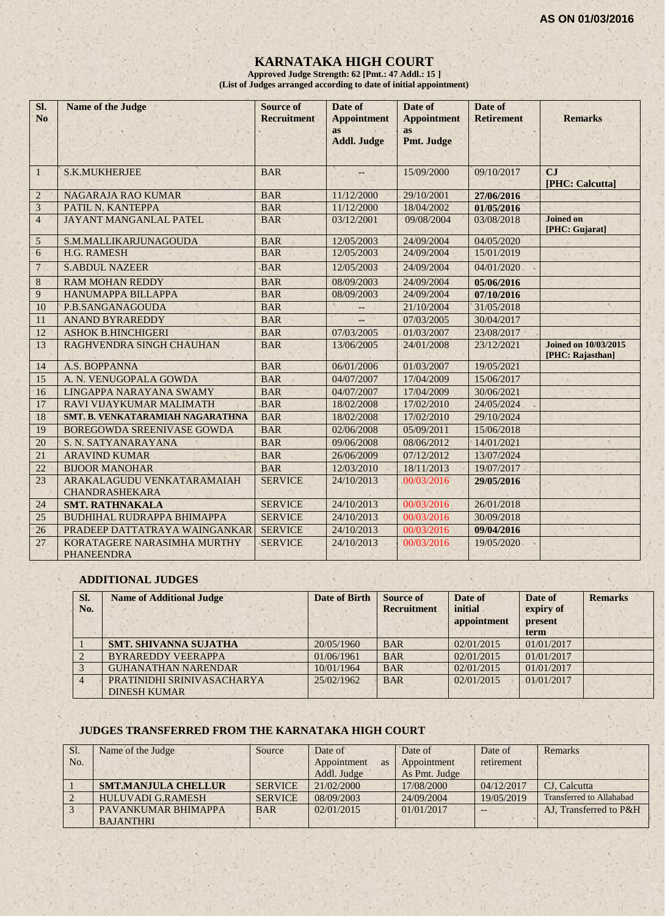AS ON 01/03/2016

# KARNATAKA HIGH COURT

**Approved Judge Strength: 62 [Pmt.: 47 Addl.: 15 ]**
**(List of Judges arranged according to date of initial appointment)**

| Sl. No | Name of the Judge | Source of Recruitment | Date of Appointment as Addl. Judge | Date of Appointment as Pmt. Judge | Date of Retirement | Remarks |
|---|---|---|---|---|---|---|
| 1 | S.K.MUKHERJEE | BAR | -- | 15/09/2000 | 09/10/2017 | **CJ [PHC: Calcutta]** |
| 2 | NAGARAJA RAO KUMAR | BAR | 11/12/2000 | 29/10/2001 | **27/06/2016** | |
| 3 | PATIL N. KANTEPPA | BAR | 11/12/2000 | 18/04/2002 | **01/05/2016** | |
| 4 | JAYANT MANGANLAL PATEL | BAR | 03/12/2001 | 09/08/2004 | 03/08/2018 | **Joined on [PHC: Gujarat]** |
| 5 | S.MALLIKARJUNAGOUDA | BAR | 12/05/2003 | 24/09/2004 | 04/05/2020 | |
| 6 | H.G. RAMESH | BAR | 12/05/2003 | 24/09/2004 | 15/01/2019 | |
| 7 | S.ABDUL NAZEER | BAR | 12/05/2003 | 24/09/2004 | 04/01/2020 | |
| 8 | RAM MOHAN REDDY | BAR | 08/09/2003 | 24/09/2004 | **05/06/2016** | |
| 9 | HANUMAPPA BILLAPPA | BAR | 08/09/2003 | 24/09/2004 | **07/10/2016** | |
| 10 | P.B.SANGANAGOUDA | BAR | -- | 21/10/2004 | 31/05/2018 | |
| 11 | ANAND BYRAREDDY | BAR | -- | 07/03/2005 | 30/04/2017 | |
| 12 | ASHOK B.HINCHIGERI | BAR | 07/03/2005 | 01/03/2007 | 23/08/2017 | |
| 13 | RAGHVENDRA SINGH CHAUHAN | BAR | 13/06/2005 | 24/01/2008 | 23/12/2021 | **Joined on 10/03/2015 [PHC: Rajasthan]** |
| 14 | A.S. BOPPANNA | BAR | 06/01/2006 | 01/03/2007 | 19/05/2021 | |
| 15 | A. N. VENUGOPALA GOWDA | BAR | 04/07/2007 | 17/04/2009 | 15/06/2017 | |
| 16 | LINGAPPA NARAYANA SWAMY | BAR | 04/07/2007 | 17/04/2009 | 30/06/2021 | |
| 17 | RAVI VIJAYKUMAR MALIMATH | BAR | 18/02/2008 | 17/02/2010 | 24/05/2024 | |
| 18 | **SMT. B. VENKATARAMIAH NAGARATHNA** | BAR | 18/02/2008 | 17/02/2010 | 29/10/2024 | |
| 19 | BOREGOWDA SREENIVASE GOWDA | BAR | 02/06/2008 | 05/09/2011 | 15/06/2018 | |
| 20 | S. N. SATYANARAYANA | BAR | 09/06/2008 | 08/06/2012 | 14/01/2021 | |
| 21 | ARAVIND KUMAR | BAR | 26/06/2009 | 07/12/2012 | 13/07/2024 | |
| 22 | BIJOOR MANOHAR | BAR | 12/03/2010 | 18/11/2013 | 19/07/2017 | |
| 23 | ARAKALAGUDU VENKATARAMAIAH CHANDRASHEKARA | SERVICE | 24/10/2013 | 00/03/2016 | **29/05/2016** | |
| 24 | **SMT. RATHNAKALA** | SERVICE | 24/10/2013 | 00/03/2016 | 26/01/2018 | |
| 25 | BUDHIHAL RUDRAPPA BHIMAPPA | SERVICE | 24/10/2013 | 00/03/2016 | 30/09/2018 | |
| 26 | PRADEEP DATTATRAYA WAINGANKAR | SERVICE | 24/10/2013 | 00/03/2016 | **09/04/2016** | |
| 27 | KORATAGERE NARASIMHA MURTHY PHANEENDRA | SERVICE | 24/10/2013 | 00/03/2016 | 19/05/2020 | |

## ADDITIONAL JUDGES

| Sl. No. | Name of Additional Judge | Date of Birth | Source of Recruitment | Date of initial appointment | Date of expiry of present term | Remarks |
|---|---|---|---|---|---|---|
| 1 | **SMT. SHIVANNA SUJATHA** | 20/05/1960 | BAR | 02/01/2015 | 01/01/2017 | |
| 2 | BYRAREDDY VEERAPPA | 01/06/1961 | BAR | 02/01/2015 | 01/01/2017 | |
| 3 | GUHANATHAN NARENDAR | 10/01/1964 | BAR | 02/01/2015 | 01/01/2017 | |
| 4 | PRATINIDHI SRINIVASACHARYA DINESH KUMAR | 25/02/1962 | BAR | 02/01/2015 | 01/01/2017 | |

## JUDGES TRANSFERRED FROM THE KARNATAKA HIGH COURT

| Sl. No. | Name of the Judge | Source | Date of Appointment as Addl. Judge | Date of Appointment As Pmt. Judge | Date of retirement | Remarks |
|---|---|---|---|---|---|---|
| 1 | **SMT.MANJULA CHELLUR** | SERVICE | 21/02/2000 | 17/08/2000 | 04/12/2017 | CJ, Calcutta |
| 2 | HULUVADI G.RAMESH | SERVICE | 08/09/2003 | 24/09/2004 | 19/05/2019 | Transferred to Allahabad |
| 3 | PAVANKUMAR BHIMAPPA BAJANTHRI | BAR | 02/01/2015 | 01/01/2017 | -- | AJ, Transferred to P&H |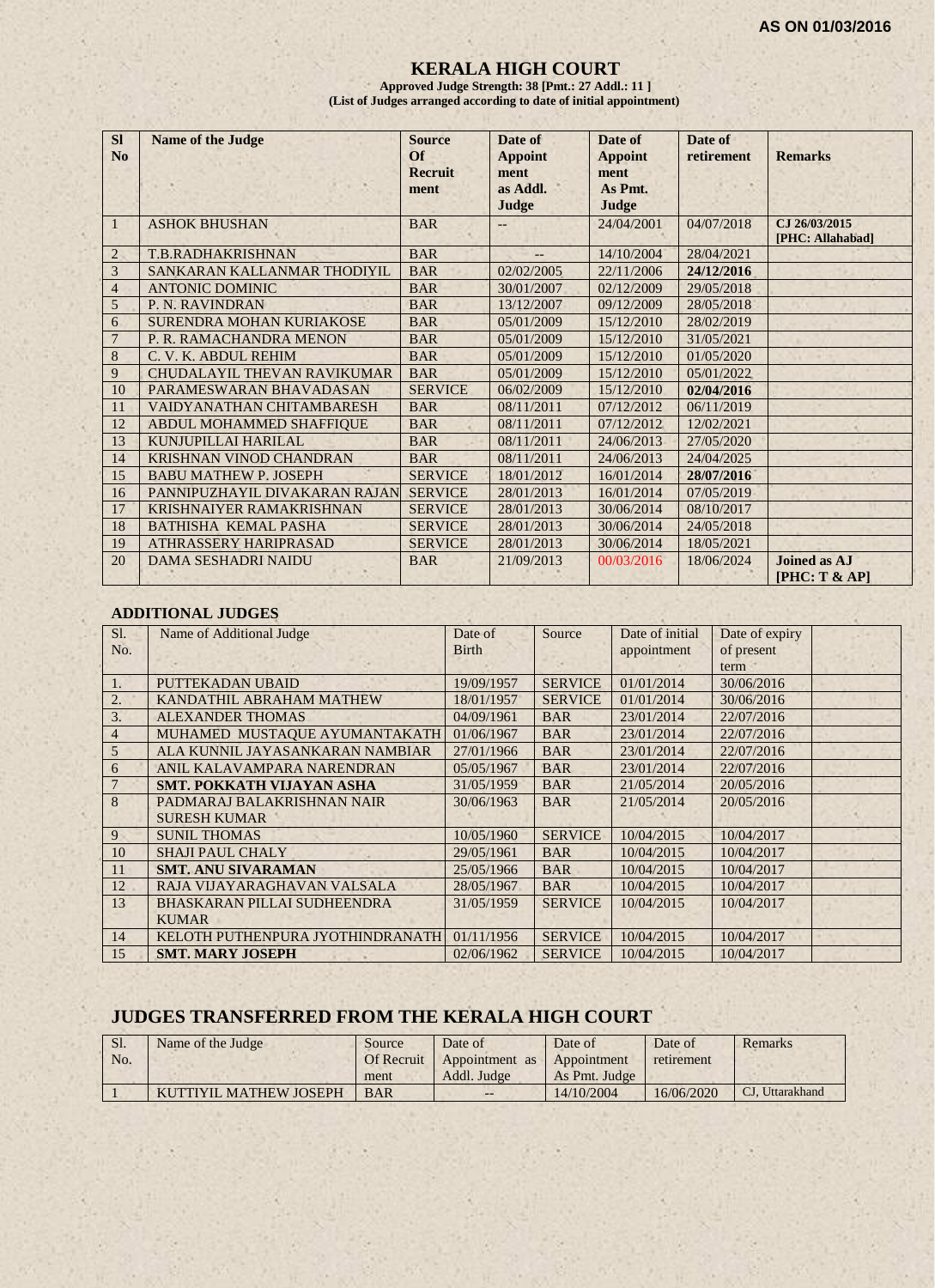**AS ON 01/03/2016**

# KERALA HIGH COURT

**Approved Judge Strength: 38 [Pmt.: 27 Addl.: 11 ]**
**(List of Judges arranged according to date of initial appointment)**

| Sl No | Name of the Judge | Source Of Recruit ment | Date of Appoint ment as Addl. Judge | Date of Appoint ment As Pmt. Judge | Date of retirement | Remarks |
|---|---|---|---|---|---|---|
| 1 | ASHOK BHUSHAN | BAR | -- | 24/04/2001 | 04/07/2018 | CJ 26/03/2015 [PHC: Allahabad] |
| 2 | T.B.RADHAKRISHNAN | BAR | -- | 14/10/2004 | 28/04/2021 | |
| 3 | SANKARAN KALLANMAR THODIYIL | BAR | 02/02/2005 | 22/11/2006 | **24/12/2016** | |
| 4 | ANTONIC DOMINIC | BAR | 30/01/2007 | 02/12/2009 | 29/05/2018 | |
| 5 | P. N. RAVINDRAN | BAR | 13/12/2007 | 09/12/2009 | 28/05/2018 | |
| 6 | SURENDRA MOHAN KURIAKOSE | BAR | 05/01/2009 | 15/12/2010 | 28/02/2019 | |
| 7 | P. R. RAMACHANDRA MENON | BAR | 05/01/2009 | 15/12/2010 | 31/05/2021 | |
| 8 | C. V. K. ABDUL REHIM | BAR | 05/01/2009 | 15/12/2010 | 01/05/2020 | |
| 9 | CHUDALAYIL THEVAN RAVIKUMAR | BAR | 05/01/2009 | 15/12/2010 | 05/01/2022 | |
| 10 | PARAMESWARAN BHAVADASAN | SERVICE | 06/02/2009 | 15/12/2010 | **02/04/2016** | |
| 11 | VAIDYANATHAN CHITAMBARESH | BAR | 08/11/2011 | 07/12/2012 | 06/11/2019 | |
| 12 | ABDUL MOHAMMED SHAFFIQUE | BAR | 08/11/2011 | 07/12/2012 | 12/02/2021 | |
| 13 | KUNJUPILLAI HARILAL | BAR | 08/11/2011 | 24/06/2013 | 27/05/2020 | |
| 14 | KRISHNAN VINOD CHANDRAN | BAR | 08/11/2011 | 24/06/2013 | 24/04/2025 | |
| 15 | BABU MATHEW P. JOSEPH | SERVICE | 18/01/2012 | 16/01/2014 | **28/07/2016** | |
| 16 | PANNIPUZHAYIL DIVAKARAN RAJAN | SERVICE | 28/01/2013 | 16/01/2014 | 07/05/2019 | |
| 17 | KRISHNAIYER RAMAKRISHNAN | SERVICE | 28/01/2013 | 30/06/2014 | 08/10/2017 | |
| 18 | BATHISHA KEMAL PASHA | SERVICE | 28/01/2013 | 30/06/2014 | 24/05/2018 | |
| 19 | ATHRASSERY HARIPRASAD | SERVICE | 28/01/2013 | 30/06/2014 | 18/05/2021 | |
| 20 | DAMA SESHADRI NAIDU | BAR | 21/09/2013 | 00/03/2016 | 18/06/2024 | **Joined as AJ [PHC: T & AP]** |

## ADDITIONAL JUDGES

| Sl. No. | Name of Additional Judge | Date of Birth | Source | Date of initial appointment | Date of expiry of present term | |
|---|---|---|---|---|---|---|
| 1. | PUTTEKADAN UBAID | 19/09/1957 | SERVICE | 01/01/2014 | 30/06/2016 | |
| 2. | KANDATHIL ABRAHAM MATHEW | 18/01/1957 | SERVICE | 01/01/2014 | 30/06/2016 | |
| 3. | ALEXANDER THOMAS | 04/09/1961 | BAR | 23/01/2014 | 22/07/2016 | |
| 4 | MUHAMED MUSTAQUE AYUMANTAKATH | 01/06/1967 | BAR | 23/01/2014 | 22/07/2016 | |
| 5 | ALA KUNNIL JAYASANKARAN NAMBIAR | 27/01/1966 | BAR | 23/01/2014 | 22/07/2016 | |
| 6 | ANIL KALAVAMPARA NARENDRAN | 05/05/1967 | BAR | 23/01/2014 | 22/07/2016 | |
| 7 | **SMT. POKKATH VIJAYAN ASHA** | 31/05/1959 | BAR | 21/05/2014 | 20/05/2016 | |
| 8 | PADMARAJ BALAKRISHNAN NAIR SURESH KUMAR | 30/06/1963 | BAR | 21/05/2014 | 20/05/2016 | |
| 9 | SUNIL THOMAS | 10/05/1960 | SERVICE | 10/04/2015 | 10/04/2017 | |
| 10 | SHAJI PAUL CHALY | 29/05/1961 | BAR | 10/04/2015 | 10/04/2017 | |
| 11 | **SMT. ANU SIVARAMAN** | 25/05/1966 | BAR | 10/04/2015 | 10/04/2017 | |
| 12 | RAJA VIJAYARAGHAVAN VALSALA | 28/05/1967 | BAR | 10/04/2015 | 10/04/2017 | |
| 13 | BHASKARAN PILLAI SUDHEENDRA KUMAR | 31/05/1959 | SERVICE | 10/04/2015 | 10/04/2017 | |
| 14 | KELOTH PUTHENPURA JYOTHINDRANATH | 01/11/1956 | SERVICE | 10/04/2015 | 10/04/2017 | |
| 15 | **SMT. MARY JOSEPH** | 02/06/1962 | SERVICE | 10/04/2015 | 10/04/2017 | |

## JUDGES TRANSFERRED FROM THE KERALA HIGH COURT

| Sl. No. | Name of the Judge | Source Of Recruit ment | Date of Appointment as Addl. Judge | Date of Appointment As Pmt. Judge | Date of retirement | Remarks |
|---|---|---|---|---|---|---|
| 1 | KUTTIYIL MATHEW JOSEPH | BAR | -- | 14/10/2004 | 16/06/2020 | CJ, Uttarakhand |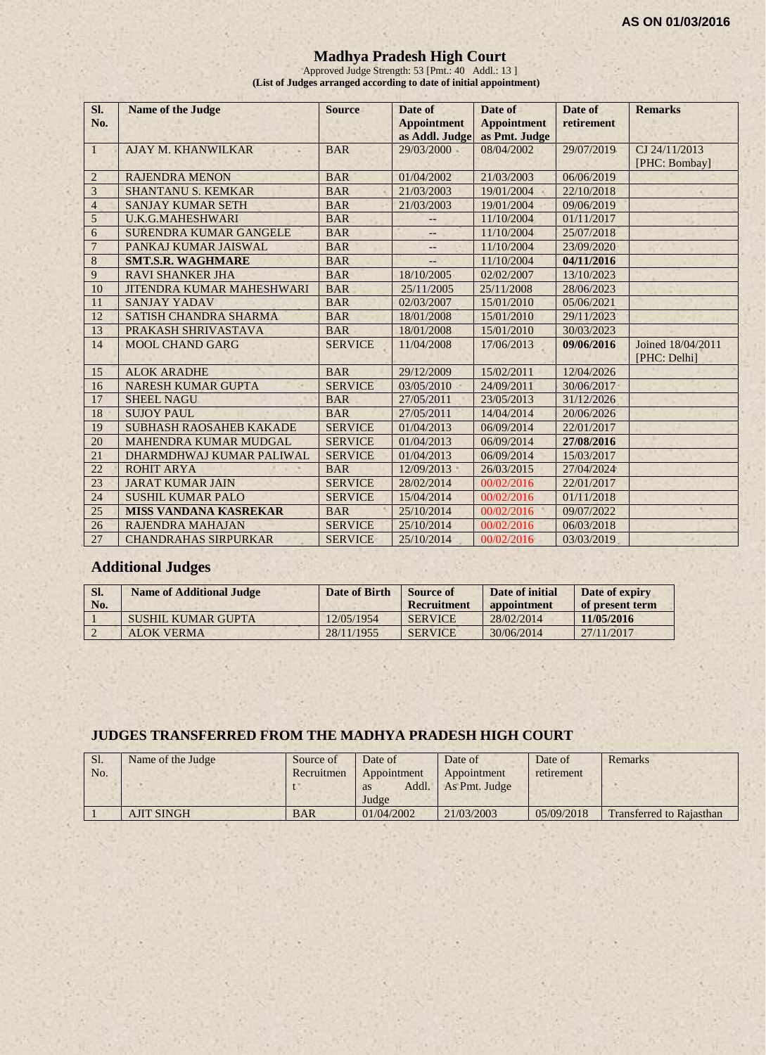AS ON 01/03/2016

# Madhya Pradesh High Court

Approved Judge Strength: 53 [Pmt.: 40 Addl.: 13 ]

**(List of Judges arranged according to date of initial appointment)**

| Sl. No. | Name of the Judge | Source | Date of Appointment as Addl. Judge | Date of Appointment as Pmt. Judge | Date of retirement | Remarks |
|---|---|---|---|---|---|---|
| 1 | AJAY M. KHANWILKAR | BAR | 29/03/2000 | 08/04/2002 | 29/07/2019 | CJ 24/11/2013 [PHC: Bombay] |
| 2 | RAJENDRA MENON | BAR | 01/04/2002 | 21/03/2003 | 06/06/2019 | |
| 3 | SHANTANU S. KEMKAR | BAR | 21/03/2003 | 19/01/2004 | 22/10/2018 | |
| 4 | SANJAY KUMAR SETH | BAR | 21/03/2003 | 19/01/2004 | 09/06/2019 | |
| 5 | U.K.G.MAHESHWARI | BAR | -- | 11/10/2004 | 01/11/2017 | |
| 6 | SURENDRA KUMAR GANGELE | BAR | -- | 11/10/2004 | 25/07/2018 | |
| 7 | PANKAJ KUMAR JAISWAL | BAR | -- | 11/10/2004 | 23/09/2020 | |
| 8 | **SMT.S.R. WAGHMARE** | BAR | -- | 11/10/2004 | **04/11/2016** | |
| 9 | RAVI SHANKER JHA | BAR | 18/10/2005 | 02/02/2007 | 13/10/2023 | |
| 10 | JITENDRA KUMAR MAHESHWARI | BAR | 25/11/2005 | 25/11/2008 | 28/06/2023 | |
| 11 | SANJAY YADAV | BAR | 02/03/2007 | 15/01/2010 | 05/06/2021 | |
| 12 | SATISH CHANDRA SHARMA | BAR | 18/01/2008 | 15/01/2010 | 29/11/2023 | |
| 13 | PRAKASH SHRIVASTAVA | BAR | 18/01/2008 | 15/01/2010 | 30/03/2023 | |
| 14 | MOOL CHAND GARG | SERVICE | 11/04/2008 | 17/06/2013 | **09/06/2016** | Joined 18/04/2011 [PHC: Delhi] |
| 15 | ALOK ARADHE | BAR | 29/12/2009 | 15/02/2011 | 12/04/2026 | |
| 16 | NARESH KUMAR GUPTA | SERVICE | 03/05/2010 | 24/09/2011 | 30/06/2017 | |
| 17 | SHEEL NAGU | BAR | 27/05/2011 | 23/05/2013 | 31/12/2026 | |
| 18 | SUJOY PAUL | BAR | 27/05/2011 | 14/04/2014 | 20/06/2026 | |
| 19 | SUBHASH RAOSAHEB KAKADE | SERVICE | 01/04/2013 | 06/09/2014 | 22/01/2017 | |
| 20 | MAHENDRA KUMAR MUDGAL | SERVICE | 01/04/2013 | 06/09/2014 | **27/08/2016** | |
| 21 | DHARMDHWAJ KUMAR PALIWAL | SERVICE | 01/04/2013 | 06/09/2014 | 15/03/2017 | |
| 22 | ROHIT ARYA | BAR | 12/09/2013 | 26/03/2015 | 27/04/2024 | |
| 23 | JARAT KUMAR JAIN | SERVICE | 28/02/2014 | 00/02/2016 | 22/01/2017 | |
| 24 | SUSHIL KUMAR PALO | SERVICE | 15/04/2014 | 00/02/2016 | 01/11/2018 | |
| 25 | **MISS VANDANA KASREKAR** | BAR | 25/10/2014 | 00/02/2016 | 09/07/2022 | |
| 26 | RAJENDRA MAHAJAN | SERVICE | 25/10/2014 | 00/02/2016 | 06/03/2018 | |
| 27 | CHANDRAHAS SIRPURKAR | SERVICE | 25/10/2014 | 00/02/2016 | 03/03/2019 | |

## Additional Judges

| Sl. No. | Name of Additional Judge | Date of Birth | Source of Recruitment | Date of initial appointment | Date of expiry of present term |
|---|---|---|---|---|---|
| 1 | SUSHIL KUMAR GUPTA | 12/05/1954 | SERVICE | 28/02/2014 | **11/05/2016** |
| 2 | ALOK VERMA | 28/11/1955 | SERVICE | 30/06/2014 | 27/11/2017 |

## JUDGES TRANSFERRED FROM THE MADHYA PRADESH HIGH COURT

| Sl. No. | Name of the Judge | Source of Recruitment | Date of Appointment as Addl. Judge | Date of Appointment As Pmt. Judge | Date of retirement | Remarks |
|---|---|---|---|---|---|---|
| 1 | AJIT SINGH | BAR | 01/04/2002 | 21/03/2003 | 05/09/2018 | Transferred to Rajasthan |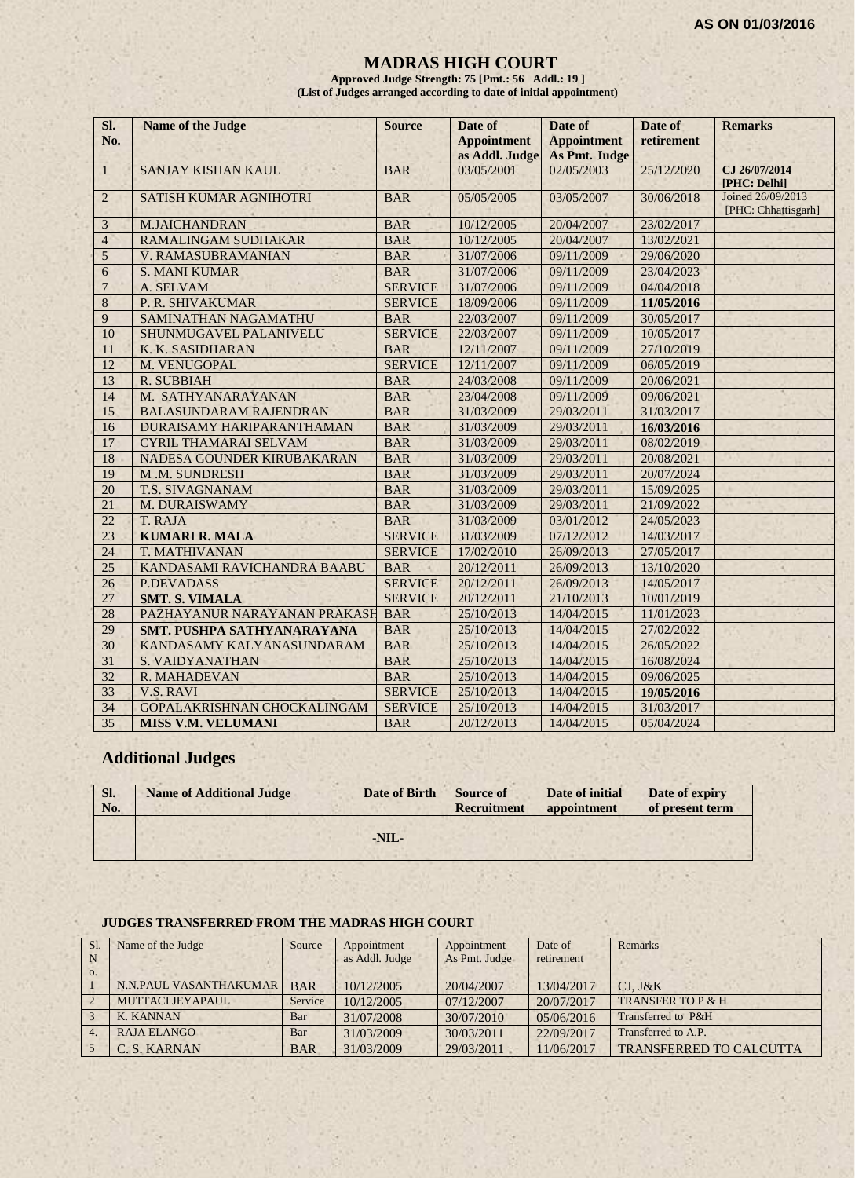AS ON 01/03/2016

# MADRAS HIGH COURT

**Approved Judge Strength: 75 [Pmt.: 56 Addl.: 19 ]**
**(List of Judges arranged according to date of initial appointment)**

| Sl. No. | Name of the Judge | Source | Date of Appointment as Addl. Judge | Date of Appointment As Pmt. Judge | Date of retirement | Remarks |
|---|---|---|---|---|---|---|
| 1 | SANJAY KISHAN KAUL | BAR | 03/05/2001 | 02/05/2003 | 25/12/2020 | **CJ 26/07/2014 [PHC: Delhi]** |
| 2 | SATISH KUMAR AGNIHOTRI | BAR | 05/05/2005 | 03/05/2007 | 30/06/2018 | Joined 26/09/2013 [PHC: Chhattisgarh] |
| 3 | M.JAICHANDRAN | BAR | 10/12/2005 | 20/04/2007 | 23/02/2017 | |
| 4 | RAMALINGAM SUDHAKAR | BAR | 10/12/2005 | 20/04/2007 | 13/02/2021 | |
| 5 | V. RAMASUBRAMANIAN | BAR | 31/07/2006 | 09/11/2009 | 29/06/2020 | |
| 6 | S. MANI KUMAR | BAR | 31/07/2006 | 09/11/2009 | 23/04/2023 | |
| 7 | A. SELVAM | SERVICE | 31/07/2006 | 09/11/2009 | 04/04/2018 | |
| 8 | P. R. SHIVAKUMAR | SERVICE | 18/09/2006 | 09/11/2009 | **11/05/2016** | |
| 9 | SAMINATHAN NAGAMATHU | BAR | 22/03/2007 | 09/11/2009 | 30/05/2017 | |
| 10 | SHUNMUGAVEL PALANIVELU | SERVICE | 22/03/2007 | 09/11/2009 | 10/05/2017 | |
| 11 | K. K. SASIDHARAN | BAR | 12/11/2007 | 09/11/2009 | 27/10/2019 | |
| 12 | M. VENUGOPAL | SERVICE | 12/11/2007 | 09/11/2009 | 06/05/2019 | |
| 13 | R. SUBBIAH | BAR | 24/03/2008 | 09/11/2009 | 20/06/2021 | |
| 14 | M. SATHYANARAYANAN | BAR | 23/04/2008 | 09/11/2009 | 09/06/2021 | |
| 15 | BALASUNDARAM RAJENDRAN | BAR | 31/03/2009 | 29/03/2011 | 31/03/2017 | |
| 16 | DURAISAMY HARIPARANTHAMAN | BAR | 31/03/2009 | 29/03/2011 | **16/03/2016** | |
| 17 | CYRIL THAMARAI SELVAM | BAR | 31/03/2009 | 29/03/2011 | 08/02/2019 | |
| 18 | NADESA GOUNDER KIRUBAKARAN | BAR | 31/03/2009 | 29/03/2011 | 20/08/2021 | |
| 19 | M .M. SUNDRESH | BAR | 31/03/2009 | 29/03/2011 | 20/07/2024 | |
| 20 | T.S. SIVAGNANAM | BAR | 31/03/2009 | 29/03/2011 | 15/09/2025 | |
| 21 | M. DURAISWAMY | BAR | 31/03/2009 | 29/03/2011 | 21/09/2022 | |
| 22 | T. RAJA | BAR | 31/03/2009 | 03/01/2012 | 24/05/2023 | |
| 23 | **KUMARI R. MALA** | SERVICE | 31/03/2009 | 07/12/2012 | 14/03/2017 | |
| 24 | T. MATHIVANAN | SERVICE | 17/02/2010 | 26/09/2013 | 27/05/2017 | |
| 25 | KANDASAMI RAVICHANDRA BAABU | BAR | 20/12/2011 | 26/09/2013 | 13/10/2020 | |
| 26 | P.DEVADASS | SERVICE | 20/12/2011 | 26/09/2013 | 14/05/2017 | |
| 27 | **SMT. S. VIMALA** | SERVICE | 20/12/2011 | 21/10/2013 | 10/01/2019 | |
| 28 | PAZHAYANUR NARAYANAN PRAKASH | BAR | 25/10/2013 | 14/04/2015 | 11/01/2023 | |
| 29 | **SMT. PUSHPA SATHYANARAYANA** | BAR | 25/10/2013 | 14/04/2015 | 27/02/2022 | |
| 30 | KANDASAMY KALYANASUNDARAM | BAR | 25/10/2013 | 14/04/2015 | 26/05/2022 | |
| 31 | S. VAIDYANATHAN | BAR | 25/10/2013 | 14/04/2015 | 16/08/2024 | |
| 32 | R. MAHADEVAN | BAR | 25/10/2013 | 14/04/2015 | 09/06/2025 | |
| 33 | V.S. RAVI | SERVICE | 25/10/2013 | 14/04/2015 | **19/05/2016** | |
| 34 | GOPALAKRISHNAN CHOCKALINGAM | SERVICE | 25/10/2013 | 14/04/2015 | 31/03/2017 | |
| 35 | **MISS V.M. VELUMANI** | BAR | 20/12/2013 | 14/04/2015 | 05/04/2024 | |

## Additional Judges

| Sl. No. | Name of Additional Judge | Date of Birth | Source of Recruitment | Date of initial appointment | Date of expiry of present term |
|---|---|---|---|---|---|
| | -NIL- | | | | |

### JUDGES TRANSFERRED FROM THE MADRAS HIGH COURT

| Sl. No. | Name of the Judge | Source | Appointment as Addl. Judge | Appointment As Pmt. Judge | Date of retirement | Remarks |
|---|---|---|---|---|---|---|
| 1 | N.N.PAUL VASANTHAKUMAR | BAR | 10/12/2005 | 20/04/2007 | 13/04/2017 | CJ, J&K |
| 2 | MUTTACI JEYAPAUL | Service | 10/12/2005 | 07/12/2007 | 20/07/2017 | TRANSFER TO P & H |
| 3 | K. KANNAN | Bar | 31/07/2008 | 30/07/2010 | 05/06/2016 | Transferred to P&H |
| 4. | RAJA ELANGO | Bar | 31/03/2009 | 30/03/2011 | 22/09/2017 | Transferred to A.P. |
| 5 | C. S. KARNAN | BAR | 31/03/2009 | 29/03/2011 | 11/06/2017 | TRANSFERRED TO CALCUTTA |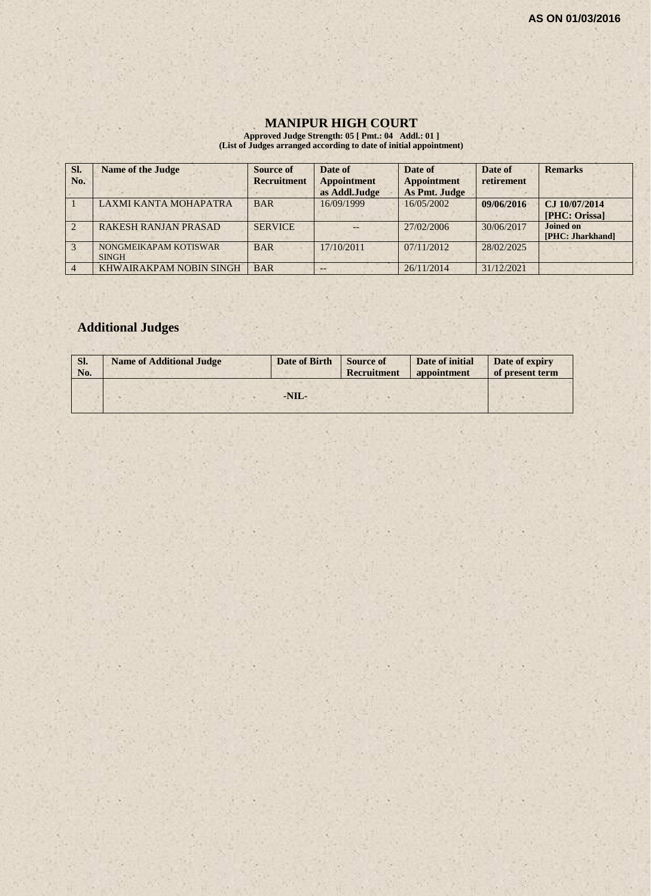AS ON 01/03/2016

# MANIPUR HIGH COURT

**Approved Judge Strength: 05 [ Pmt.: 04 Addl.: 01 ]**
**(List of Judges arranged according to date of initial appointment)**

| Sl. No. | Name of the Judge | Source of Recruitment | Date of Appointment as Addl.Judge | Date of Appointment As Pmt. Judge | Date of retirement | Remarks |
|---|---|---|---|---|---|---|
| 1 | LAXMI KANTA MOHAPATRA | BAR | 16/09/1999 | 16/05/2002 | **09/06/2016** | **CJ 10/07/2014 [PHC: Orissa]** |
| 2 | RAKESH RANJAN PRASAD | SERVICE | -- | 27/02/2006 | 30/06/2017 | **Joined on [PHC: Jharkhand]** |
| 3 | NONGMEIKAPAM KOTISWAR SINGH | BAR | 17/10/2011 | 07/11/2012 | 28/02/2025 | |
| 4 | KHWAIRAKPAM NOBIN SINGH | BAR | -- | 26/11/2014 | 31/12/2021 | |

## Additional Judges

| Sl. No. | Name of Additional Judge | Date of Birth | Source of Recruitment | Date of initial appointment | Date of expiry of present term |
|---|---|---|---|---|---|
| | -NIL- | | | | |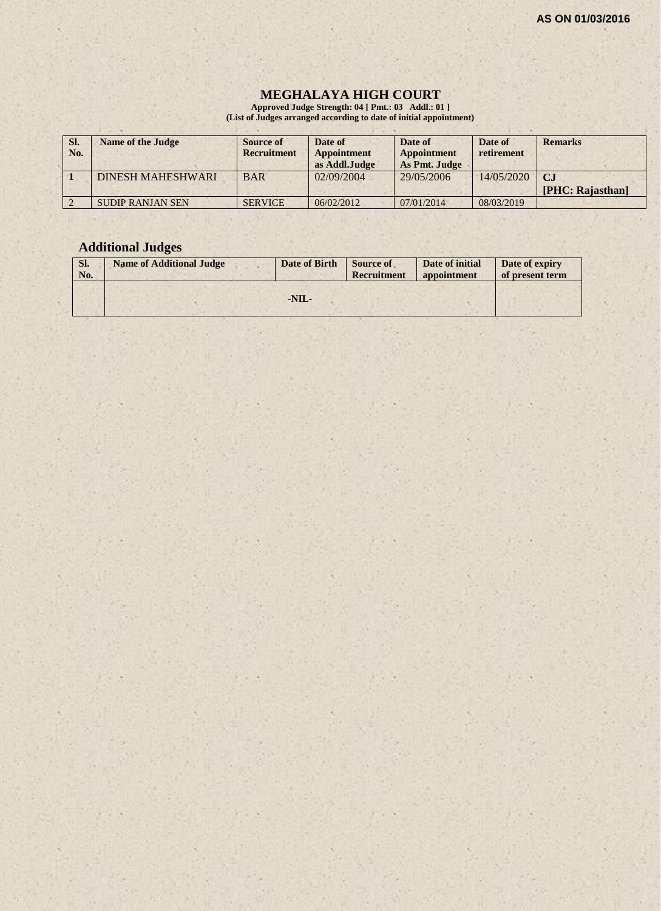AS ON 01/03/2016

# MEGHALAYA HIGH COURT

**Approved Judge Strength: 04 [ Pmt.: 03 Addl.: 01 ]**
**(List of Judges arranged according to date of initial appointment)**

| Sl. No. | Name of the Judge | Source of Recruitment | Date of Appointment as Addl.Judge | Date of Appointment As Pmt. Judge | Date of retirement | Remarks |
|---|---|---|---|---|---|---|
| 1 | DINESH MAHESHWARI | BAR | 02/09/2004 | 29/05/2006 | 14/05/2020 | **CJ [PHC: Rajasthan]** |
| 2 | SUDIP RANJAN SEN | SERVICE | 06/02/2012 | 07/01/2014 | 08/03/2019 | |

## Additional Judges

| Sl. No. | Name of Additional Judge | Date of Birth | Source of Recruitment | Date of initial appointment | Date of expiry of present term |
|---|---|---|---|---|---|
| | -NIL- | | | | |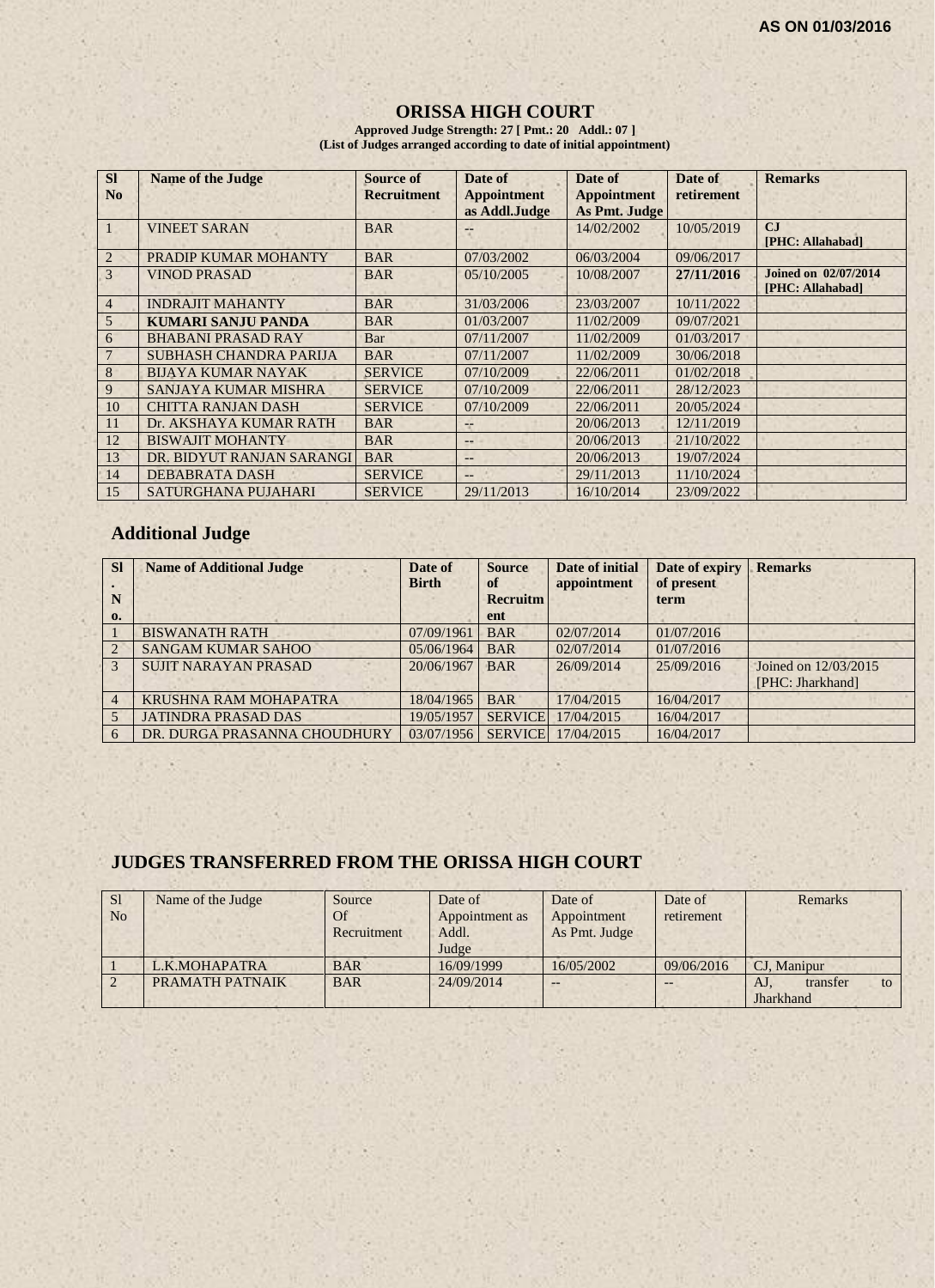AS ON 01/03/2016

# ORISSA HIGH COURT

**Approved Judge Strength: 27 [ Pmt.: 20 Addl.: 07 ]**
**(List of Judges arranged according to date of initial appointment)**

| Sl No | Name of the Judge | Source of Recruitment | Date of Appointment as Addl.Judge | Date of Appointment As Pmt. Judge | Date of retirement | Remarks |
|---|---|---|---|---|---|---|
| 1 | VINEET SARAN | BAR | -- | 14/02/2002 | 10/05/2019 | **CJ [PHC: Allahabad]** |
| 2 | PRADIP KUMAR MOHANTY | BAR | 07/03/2002 | 06/03/2004 | 09/06/2017 | |
| 3 | VINOD PRASAD | BAR | 05/10/2005 | 10/08/2007 | **27/11/2016** | **Joined on 02/07/2014 [PHC: Allahabad]** |
| 4 | INDRAJIT MAHANTY | BAR | 31/03/2006 | 23/03/2007 | 10/11/2022 | |
| 5 | **KUMARI SANJU PANDA** | BAR | 01/03/2007 | 11/02/2009 | 09/07/2021 | |
| 6 | BHABANI PRASAD RAY | Bar | 07/11/2007 | 11/02/2009 | 01/03/2017 | |
| 7 | SUBHASH CHANDRA PARIJA | BAR | 07/11/2007 | 11/02/2009 | 30/06/2018 | |
| 8 | BIJAYA KUMAR NAYAK | SERVICE | 07/10/2009 | 22/06/2011 | 01/02/2018 | |
| 9 | SANJAYA KUMAR MISHRA | SERVICE | 07/10/2009 | 22/06/2011 | 28/12/2023 | |
| 10 | CHITTA RANJAN DASH | SERVICE | 07/10/2009 | 22/06/2011 | 20/05/2024 | |
| 11 | Dr. AKSHAYA KUMAR RATH | BAR | -- | 20/06/2013 | 12/11/2019 | |
| 12 | BISWAJIT MOHANTY | BAR | -- | 20/06/2013 | 21/10/2022 | |
| 13 | DR. BIDYUT RANJAN SARANGI | BAR | -- | 20/06/2013 | 19/07/2024 | |
| 14 | DEBABRATA DASH | SERVICE | -- | 29/11/2013 | 11/10/2024 | |
| 15 | SATURGHANA PUJAHARI | SERVICE | 29/11/2013 | 16/10/2014 | 23/09/2022 | |

## Additional Judge

| Sl. No. | Name of Additional Judge | Date of Birth | Source of Recruitment | Date of initial appointment | Date of expiry of present term | Remarks |
|---|---|---|---|---|---|---|
| 1 | BISWANATH RATH | 07/09/1961 | BAR | 02/07/2014 | 01/07/2016 | |
| 2 | SANGAM KUMAR SAHOO | 05/06/1964 | BAR | 02/07/2014 | 01/07/2016 | |
| 3 | SUJIT NARAYAN PRASAD | 20/06/1967 | BAR | 26/09/2014 | 25/09/2016 | Joined on 12/03/2015 [PHC: Jharkhand] |
| 4 | KRUSHNA RAM MOHAPATRA | 18/04/1965 | BAR | 17/04/2015 | 16/04/2017 | |
| 5 | JATINDRA PRASAD DAS | 19/05/1957 | SERVICE | 17/04/2015 | 16/04/2017 | |
| 6 | DR. DURGA PRASANNA CHOUDHURY | 03/07/1956 | SERVICE | 17/04/2015 | 16/04/2017 | |

## JUDGES TRANSFERRED FROM THE ORISSA HIGH COURT

| Sl No | Name of the Judge | Source Of Recruitment | Date of Appointment as Addl. Judge | Date of Appointment As Pmt. Judge | Date of retirement | Remarks |
|---|---|---|---|---|---|---|
| 1 | L.K.MOHAPATRA | BAR | 16/09/1999 | 16/05/2002 | 09/06/2016 | CJ, Manipur |
| 2 | PRAMATH PATNAIK | BAR | 24/09/2014 | -- | -- | AJ, transfer to Jharkhand |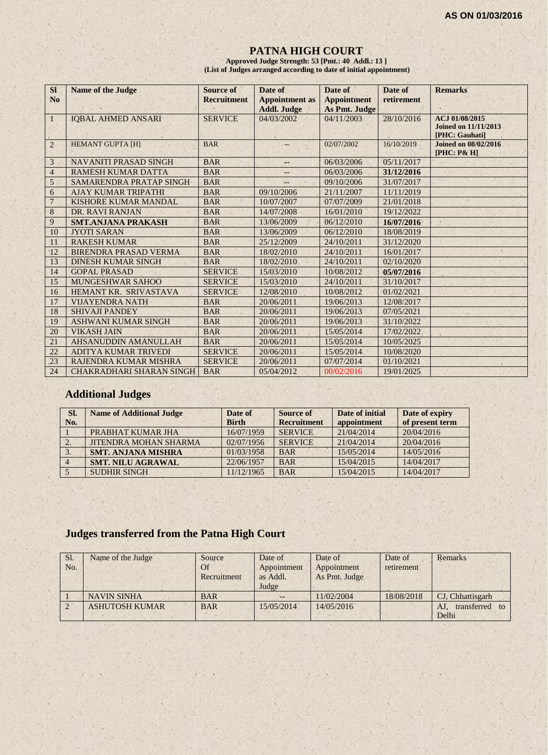AS ON 01/03/2016

# PATNA HIGH COURT

**Approved Judge Strength: 53 [Pmt.: 40 Addl.: 13 ]**
**(List of Judges arranged according to date of initial appointment)**

| Sl No | Name of the Judge | Source of Recruitment | Date of Appointment as Addl. Judge | Date of Appointment As Pmt. Judge | Date of retirement | Remarks |
|---|---|---|---|---|---|---|
| 1 | IQBAL AHMED ANSARI | SERVICE | 04/03/2002 | 04/11/2003 | 28/10/2016 | ACJ 01/08/2015 **Joined on 11/11/2013 [PHC: Gauhati]** |
| 2 | HEMANT GUPTA [H] | BAR | -- | 02/07/2002 | 16/10/2019 | **Joined on 08/02/2016 [PHC: P& H]** |
| 3 | NAVANITI PRASAD SINGH | BAR | -- | 06/03/2006 | 05/11/2017 | |
| 4 | RAMESH KUMAR DATTA | BAR | -- | 06/03/2006 | **31/12/2016** | |
| 5 | SAMARENDRA PRATAP SINGH | BAR | -- | 09/10/2006 | 31/07/2017 | |
| 6 | AJAY KUMAR TRIPATHI | BAR | 09/10/2006 | 21/11/2007 | 11/11/2019 | |
| 7 | KISHORE KUMAR MANDAL | BAR | 10/07/2007 | 07/07/2009 | 21/01/2018 | |
| 8 | DR. RAVI RANJAN | BAR | 14/07/2008 | 16/01/2010 | 19/12/2022 | |
| 9 | **SMT.ANJANA PRAKASH** | BAR | 13/06/2009 | 06/12/2010 | **16/07/2016** | |
| 10 | JYOTI SARAN | BAR | 13/06/2009 | 06/12/2010 | 18/08/2019 | |
| 11 | RAKESH KUMAR | BAR | 25/12/2009 | 24/10/2011 | 31/12/2020 | |
| 12 | BIRENDRA PRASAD VERMA | BAR | 18/02/2010 | 24/10/2011 | 16/01/2017 | |
| 13 | DINESH KUMAR SINGH | BAR | 18/02/2010 | 24/10/2011 | 02/10/2020 | |
| 14 | GOPAL PRASAD | SERVICE | 15/03/2010 | 10/08/2012 | **05/07/2016** | |
| 15 | MUNGESHWAR SAHOO | SERVICE | 15/03/2010 | 24/10/2011 | 31/10/2017 | |
| 16 | HEMANT KR. SRIVASTAVA | SERVICE | 12/08/2010 | 10/08/2012 | 01/02/2021 | |
| 17 | VIJAYENDRA NATH | BAR | 20/06/2011 | 19/06/2013 | 12/08/2017 | |
| 18 | SHIVAJI PANDEY | BAR | 20/06/2011 | 19/06/2013 | 07/05/2021 | |
| 19 | ASHWANI KUMAR SINGH | BAR | 20/06/2011 | 19/06/2013 | 31/10/2022 | |
| 20 | VIKASH JAIN | BAR | 20/06/2011 | 15/05/2014 | 17/02/2022 | |
| 21 | AHSANUDDIN AMANULLAH | BAR | 20/06/2011 | 15/05/2014 | 10/05/2025 | |
| 22 | ADITYA KUMAR TRIVEDI | SERVICE | 20/06/2011 | 15/05/2014 | 10/08/2020 | |
| 23 | RAJENDRA KUMAR MISHRA | SERVICE | 20/06/2011 | 07/07/2014 | 01/10/2021 | |
| 24 | CHAKRADHARI SHARAN SINGH | BAR | 05/04/2012 | 00/02/2016 | 19/01/2025 | |

## Additional Judges

| Sl. No. | Name of Additional Judge | Date of Birth | Source of Recruitment | Date of initial appointment | Date of expiry of present term |
|---|---|---|---|---|---|
| 1 | PRABHAT KUMAR JHA | 16/07/1959 | SERVICE | 21/04/2014 | 20/04/2016 |
| 2. | JITENDRA MOHAN SHARMA | 02/07/1956 | SERVICE | 21/04/2014 | 20/04/2016 |
| 3. | **SMT. ANJANA MISHRA** | 01/03/1958 | BAR | 15/05/2014 | 14/05/2016 |
| 4 | **SMT. NILU AGRAWAL** | 22/06/1957 | BAR | 15/04/2015 | 14/04/2017 |
| 5 | SUDHIR SINGH | 11/12/1965 | BAR | 15/04/2015 | 14/04/2017 |

## Judges transferred from the Patna High Court

| Sl. No. | Name of the Judge | Source Of Recruitment | Date of Appointment as Addl. Judge | Date of Appointment As Pmt. Judge | Date of retirement | Remarks |
|---|---|---|---|---|---|---|
| 1 | NAVIN SINHA | BAR | -- | 11/02/2004 | 18/08/2018 | CJ, Chhattisgarh |
| 2 | ASHUTOSH KUMAR | BAR | 15/05/2014 | 14/05/2016 | | AJ, transferred to Delhi |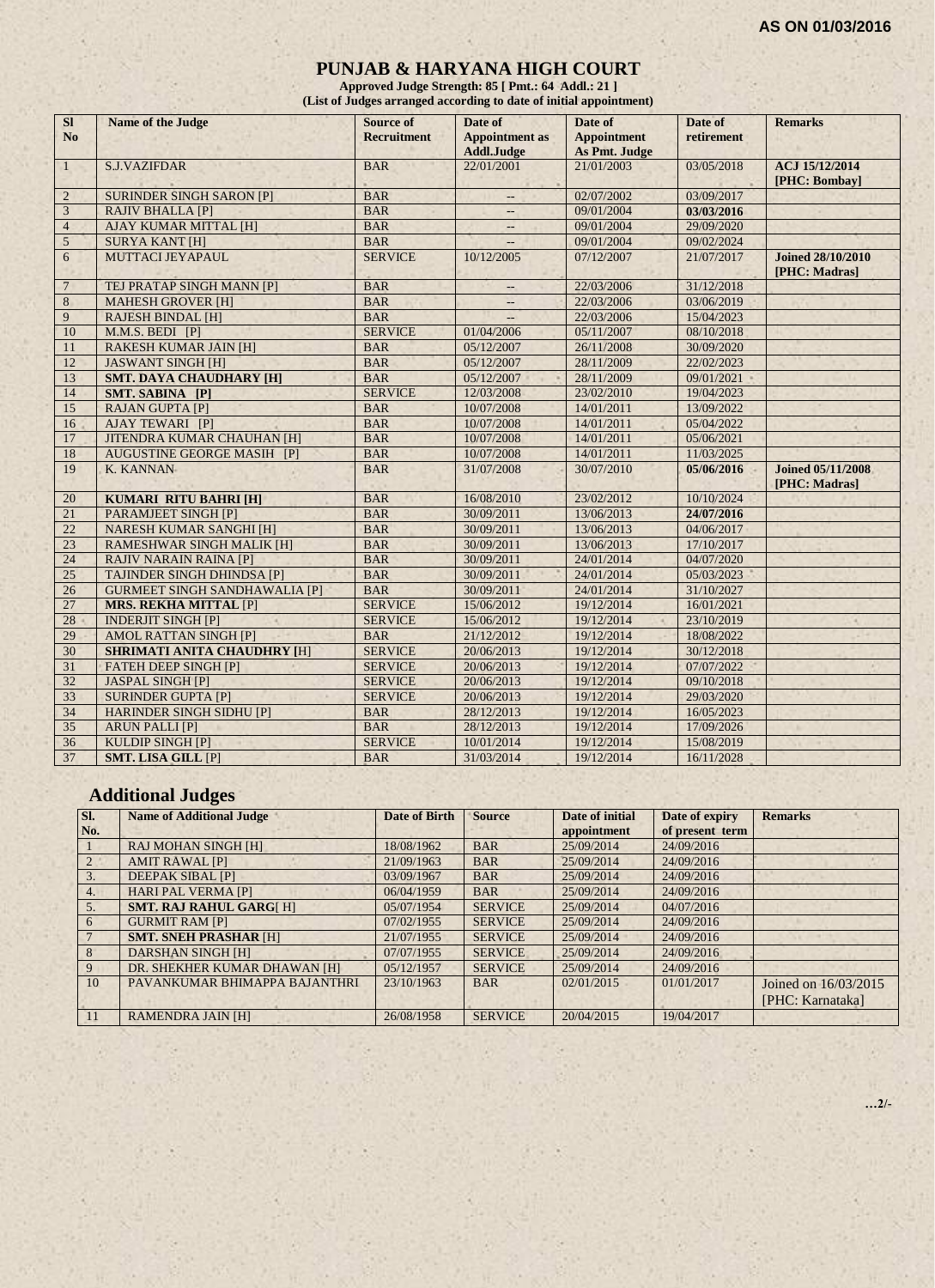**AS ON 01/03/2016**

# PUNJAB & HARYANA HIGH COURT

**Approved Judge Strength: 85 [ Pmt.: 64 Addl.: 21 ]**
**(List of Judges arranged according to date of initial appointment)**

| Sl No | Name of the Judge | Source of Recruitment | Date of Appointment as Addl.Judge | Date of Appointment As Pmt. Judge | Date of retirement | Remarks |
|---|---|---|---|---|---|---|
| 1 | S.J.VAZIFDAR | BAR | 22/01/2001 | 21/01/2003 | 03/05/2018 | **ACJ 15/12/2014 [PHC: Bombay]** |
| 2 | SURINDER SINGH SARON [P] | BAR | -- | 02/07/2002 | 03/09/2017 | |
| 3 | RAJIV BHALLA [P] | BAR | -- | 09/01/2004 | **03/03/2016** | |
| 4 | AJAY KUMAR MITTAL [H] | BAR | -- | 09/01/2004 | 29/09/2020 | |
| 5 | SURYA KANT [H] | BAR | -- | 09/01/2004 | 09/02/2024 | |
| 6 | MUTTACI JEYAPAUL | SERVICE | 10/12/2005 | 07/12/2007 | 21/07/2017 | **Joined 28/10/2010 [PHC: Madras]** |
| 7 | TEJ PRATAP SINGH MANN [P] | BAR | -- | 22/03/2006 | 31/12/2018 | |
| 8 | MAHESH GROVER [H] | BAR | -- | 22/03/2006 | 03/06/2019 | |
| 9 | RAJESH BINDAL [H] | BAR | -- | 22/03/2006 | 15/04/2023 | |
| 10 | M.M.S. BEDI [P] | SERVICE | 01/04/2006 | 05/11/2007 | 08/10/2018 | |
| 11 | RAKESH KUMAR JAIN [H] | BAR | 05/12/2007 | 26/11/2008 | 30/09/2020 | |
| 12 | JASWANT SINGH [H] | BAR | 05/12/2007 | 28/11/2009 | 22/02/2023 | |
| 13 | **SMT. DAYA CHAUDHARY [H]** | BAR | 05/12/2007 | 28/11/2009 | 09/01/2021 | |
| 14 | **SMT. SABINA [P]** | SERVICE | 12/03/2008 | 23/02/2010 | 19/04/2023 | |
| 15 | RAJAN GUPTA [P] | BAR | 10/07/2008 | 14/01/2011 | 13/09/2022 | |
| 16 | AJAY TEWARI [P] | BAR | 10/07/2008 | 14/01/2011 | 05/04/2022 | |
| 17 | JITENDRA KUMAR CHAUHAN [H] | BAR | 10/07/2008 | 14/01/2011 | 05/06/2021 | |
| 18 | AUGUSTINE GEORGE MASIH [P] | BAR | 10/07/2008 | 14/01/2011 | 11/03/2025 | |
| 19 | K. KANNAN | BAR | 31/07/2008 | 30/07/2010 | **05/06/2016** | **Joined 05/11/2008 [PHC: Madras]** |
| 20 | **KUMARI RITU BAHRI [H]** | BAR | 16/08/2010 | 23/02/2012 | 10/10/2024 | |
| 21 | PARAMJEET SINGH [P] | BAR | 30/09/2011 | 13/06/2013 | **24/07/2016** | |
| 22 | NARESH KUMAR SANGHI [H] | BAR | 30/09/2011 | 13/06/2013 | 04/06/2017 | |
| 23 | RAMESHWAR SINGH MALIK [H] | BAR | 30/09/2011 | 13/06/2013 | 17/10/2017 | |
| 24 | RAJIV NARAIN RAINA [P] | BAR | 30/09/2011 | 24/01/2014 | 04/07/2020 | |
| 25 | TAJINDER SINGH DHINDSA [P] | BAR | 30/09/2011 | 24/01/2014 | 05/03/2023 | |
| 26 | GURMEET SINGH SANDHAWALIA [P] | BAR | 30/09/2011 | 24/01/2014 | 31/10/2027 | |
| 27 | **MRS. REKHA MITTAL** [P] | SERVICE | 15/06/2012 | 19/12/2014 | 16/01/2021 | |
| 28 | INDERJIT SINGH [P] | SERVICE | 15/06/2012 | 19/12/2014 | 23/10/2019 | |
| 29 | AMOL RATTAN SINGH [P] | BAR | 21/12/2012 | 19/12/2014 | 18/08/2022 | |
| 30 | **SHRIMATI ANITA CHAUDHRY [**H] | SERVICE | 20/06/2013 | 19/12/2014 | 30/12/2018 | |
| 31 | FATEH DEEP SINGH [P] | SERVICE | 20/06/2013 | 19/12/2014 | 07/07/2022 | |
| 32 | JASPAL SINGH [P] | SERVICE | 20/06/2013 | 19/12/2014 | 09/10/2018 | |
| 33 | SURINDER GUPTA [P] | SERVICE | 20/06/2013 | 19/12/2014 | 29/03/2020 | |
| 34 | HARINDER SINGH SIDHU [P] | BAR | 28/12/2013 | 19/12/2014 | 16/05/2023 | |
| 35 | ARUN PALLI [P] | BAR | 28/12/2013 | 19/12/2014 | 17/09/2026 | |
| 36 | KULDIP SINGH [P] | SERVICE | 10/01/2014 | 19/12/2014 | 15/08/2019 | |
| 37 | **SMT. LISA GILL** [P] | BAR | 31/03/2014 | 19/12/2014 | 16/11/2028 | |

## Additional Judges

| Sl. No. | Name of Additional Judge | Date of Birth | Source | Date of initial appointment | Date of expiry of present term | Remarks |
|---|---|---|---|---|---|---|
| 1 | RAJ MOHAN SINGH [H] | 18/08/1962 | BAR | 25/09/2014 | 24/09/2016 | |
| 2 | AMIT RAWAL [P] | 21/09/1963 | BAR | 25/09/2014 | 24/09/2016 | |
| 3. | DEEPAK SIBAL [P] | 03/09/1967 | BAR | 25/09/2014 | 24/09/2016 | |
| 4. | HARI PAL VERMA [P] | 06/04/1959 | BAR | 25/09/2014 | 24/09/2016 | |
| 5. | **SMT. RAJ RAHUL GARG**[ H] | 05/07/1954 | SERVICE | 25/09/2014 | 04/07/2016 | |
| 6 | GURMIT RAM [P] | 07/02/1955 | SERVICE | 25/09/2014 | 24/09/2016 | |
| 7 | **SMT. SNEH PRASHAR** [H] | 21/07/1955 | SERVICE | 25/09/2014 | 24/09/2016 | |
| 8 | DARSHAN SINGH [H] | 07/07/1955 | SERVICE | 25/09/2014 | 24/09/2016 | |
| 9 | DR. SHEKHER KUMAR DHAWAN [H] | 05/12/1957 | SERVICE | 25/09/2014 | 24/09/2016 | |
| 10 | PAVANKUMAR BHIMAPPA BAJANTHRI | 23/10/1963 | BAR | 02/01/2015 | 01/01/2017 | Joined on 16/03/2015 [PHC: Karnataka] |
| 11 | RAMENDRA JAIN [H] | 26/08/1958 | SERVICE | 20/04/2015 | 19/04/2017 | |

…2/-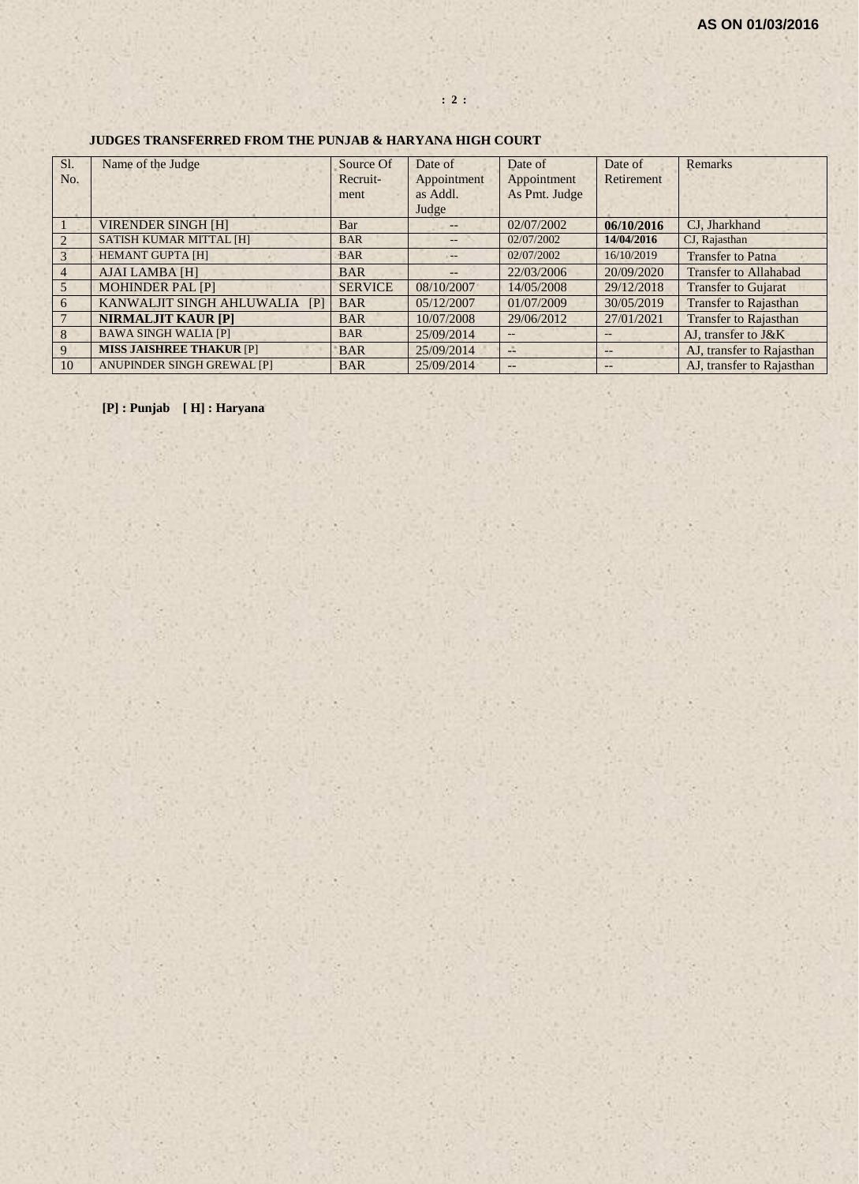AS ON 01/03/2016

**JUDGES TRANSFERRED FROM THE PUNJAB & HARYANA HIGH COURT**

| Sl. No. | Name of the Judge | Source Of Recruit-ment | Date of Appointment as Addl. Judge | Date of Appointment As Pmt. Judge | Date of Retirement | Remarks |
|---|---|---|---|---|---|---|
| 1 | VIRENDER SINGH [H] | Bar | -- | 02/07/2002 | **06/10/2016** | CJ, Jharkhand |
| 2 | SATISH KUMAR MITTAL [H] | BAR | -- | 02/07/2002 | **14/04/2016** | CJ, Rajasthan |
| 3 | HEMANT GUPTA [H] | BAR | -- | 02/07/2002 | 16/10/2019 | Transfer to Patna |
| 4 | AJAI LAMBA [H] | BAR | -- | 22/03/2006 | 20/09/2020 | Transfer to Allahabad |
| 5 | MOHINDER PAL [P] | SERVICE | 08/10/2007 | 14/05/2008 | 29/12/2018 | Transfer to Gujarat |
| 6 | KANWALJIT SINGH AHLUWALIA [P] | BAR | 05/12/2007 | 01/07/2009 | 30/05/2019 | Transfer to Rajasthan |
| 7 | **NIRMALJIT KAUR [P]** | BAR | 10/07/2008 | 29/06/2012 | 27/01/2021 | Transfer to Rajasthan |
| 8 | BAWA SINGH WALIA [P] | BAR | 25/09/2014 | -- | -- | AJ, transfer to J&K |
| 9 | **MISS JAISHREE THAKUR** [P] | BAR | 25/09/2014 | -- | -- | AJ, transfer to Rajasthan |
| 10 | ANUPINDER SINGH GREWAL [P] | BAR | 25/09/2014 | -- | -- | AJ, transfer to Rajasthan |

**[P] : Punjab [ H] : Haryana**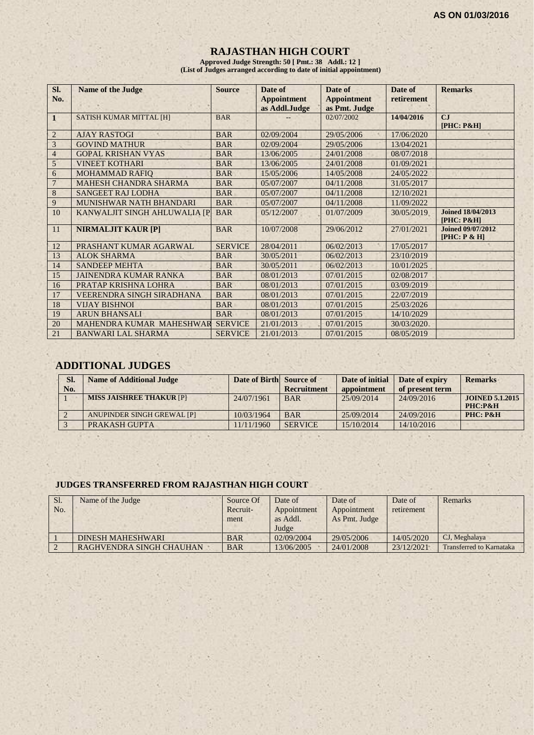AS ON 01/03/2016

# RAJASTHAN HIGH COURT

**Approved Judge Strength: 50 [ Pmt.: 38 Addl.: 12 ]**
**(List of Judges arranged according to date of initial appointment)**

| Sl. No. | Name of the Judge | Source | Date of Appointment as Addl.Judge | Date of Appointment as Pmt. Judge | Date of retirement | Remarks |
|---|---|---|---|---|---|---|
| **1** | SATISH KUMAR MITTAL [H] | BAR | -- | 02/07/2002 | **14/04/2016** | **CJ [PHC: P&H]** |
| 2 | AJAY RASTOGI | BAR | 02/09/2004 | 29/05/2006 | 17/06/2020 | |
| 3 | GOVIND MATHUR | BAR | 02/09/2004 | 29/05/2006 | 13/04/2021 | |
| 4 | GOPAL KRISHAN VYAS | BAR | 13/06/2005 | 24/01/2008 | 08/07/2018 | |
| 5 | VINEET KOTHARI | BAR | 13/06/2005 | 24/01/2008 | 01/09/2021 | |
| 6 | MOHAMMAD RAFIQ | BAR | 15/05/2006 | 14/05/2008 | 24/05/2022 | |
| 7 | MAHESH CHANDRA SHARMA | BAR | 05/07/2007 | 04/11/2008 | 31/05/2017 | |
| 8 | SANGEET RAJ LODHA | BAR | 05/07/2007 | 04/11/2008 | 12/10/2021 | |
| 9 | MUNISHWAR NATH BHANDARI | BAR | 05/07/2007 | 04/11/2008 | 11/09/2022 | |
| 10 | KANWALJIT SINGH AHLUWALIA [P] | BAR | 05/12/2007 | 01/07/2009 | 30/05/2019 | **Joined 18/04/2013 [PHC: P&H]** |
| 11 | **NIRMALJIT KAUR [P]** | BAR | 10/07/2008 | 29/06/2012 | 27/01/2021 | **Joined 09/07/2012 [PHC: P & H]** |
| 12 | PRASHANT KUMAR AGARWAL | SERVICE | 28/04/2011 | 06/02/2013 | 17/05/2017 | |
| 13 | ALOK SHARMA | BAR | 30/05/2011 | 06/02/2013 | 23/10/2019 | |
| 14 | SANDEEP MEHTA | BAR | 30/05/2011 | 06/02/2013 | 10/01/2025 | |
| 15 | JAINENDRA KUMAR RANKA | BAR | 08/01/2013 | 07/01/2015 | 02/08/2017 | |
| 16 | PRATAP KRISHNA LOHRA | BAR | 08/01/2013 | 07/01/2015 | 03/09/2019 | |
| 17 | VEERENDRA SINGH SIRADHANA | BAR | 08/01/2013 | 07/01/2015 | 22/07/2019 | |
| 18 | VIJAY BISHNOI | BAR | 08/01/2013 | 07/01/2015 | 25/03/2026 | |
| 19 | ARUN BHANSALI | BAR | 08/01/2013 | 07/01/2015 | 14/10/2029 | |
| 20 | MAHENDRA KUMAR MAHESHWARI | SERVICE | 21/01/2013 | 07/01/2015 | 30/03/2020 | |
| 21 | BANWARI LAL SHARMA | SERVICE | 21/01/2013 | 07/01/2015 | 08/05/2019 | |

## ADDITIONAL JUDGES

| Sl. No. | Name of Additional Judge | Date of Birth | Source of Recruitment | Date of initial appointment | Date of expiry of present term | Remarks |
|---|---|---|---|---|---|---|
| 1 | **MISS JAISHREE THAKUR** [P] | 24/07/1961 | BAR | 25/09/2014 | 24/09/2016 | **JOINED 5.1.2015 PHC:P&H** |
| 2 | ANUPINDER SINGH GREWAL [P] | 10/03/1964 | BAR | 25/09/2014 | 24/09/2016 | **PHC: P&H** |
| 3 | PRAKASH GUPTA | 11/11/1960 | SERVICE | 15/10/2014 | 14/10/2016 | |

### JUDGES TRANSFERRED FROM RAJASTHAN HIGH COURT

| Sl. No. | Name of the Judge | Source Of Recruit-ment | Date of Appointment as Addl. Judge | Date of Appointment As Pmt. Judge | Date of retirement | Remarks |
|---|---|---|---|---|---|---|
| 1 | DINESH MAHESHWARI | BAR | 02/09/2004 | 29/05/2006 | 14/05/2020 | CJ, Meghalaya |
| 2 | RAGHVENDRA SINGH CHAUHAN | BAR | 13/06/2005 | 24/01/2008 | 23/12/2021 | Transferred to Karnataka |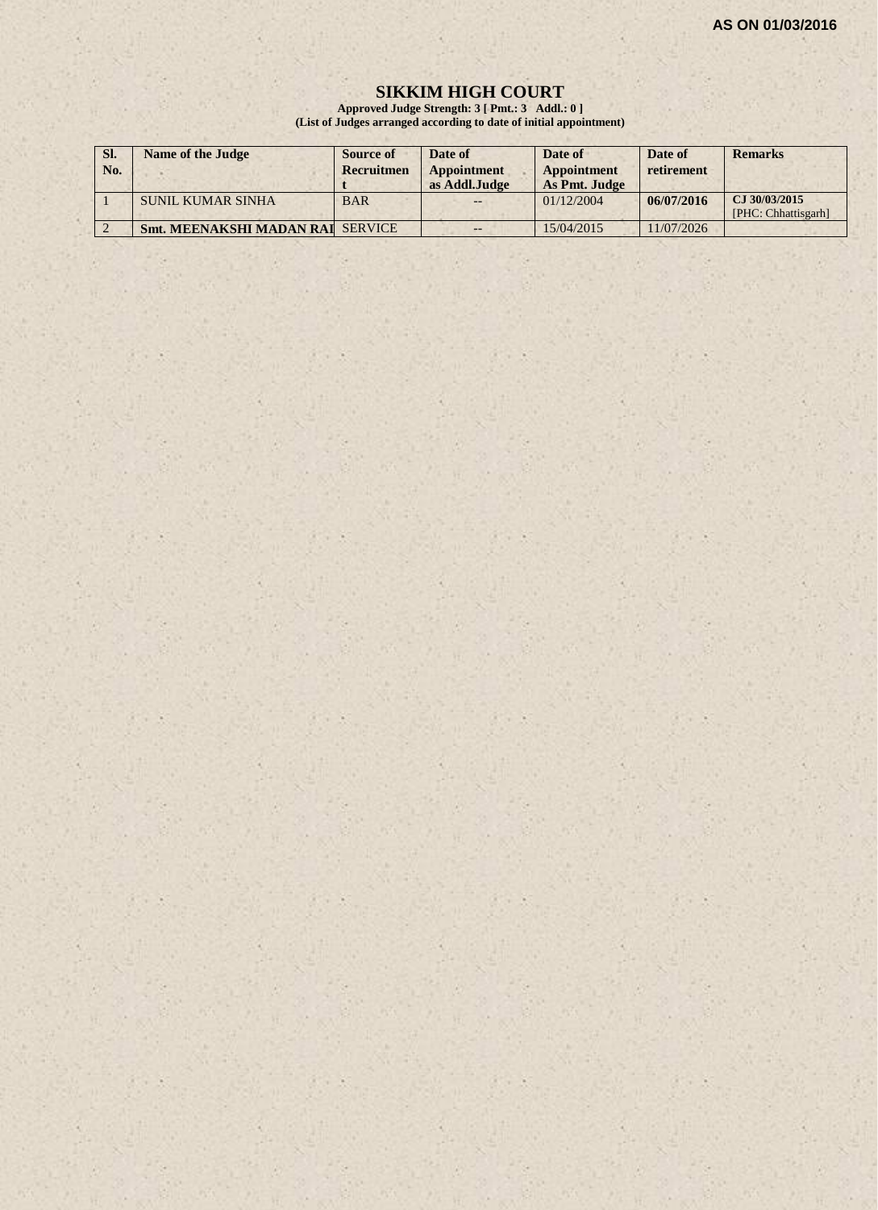**AS ON 01/03/2016**

# SIKKIM HIGH COURT

**Approved Judge Strength: 3 [ Pmt.: 3 Addl.: 0 ]**
**(List of Judges arranged according to date of initial appointment)**

| Sl. No. | Name of the Judge | Source of Recruitment | Date of Appointment as Addl.Judge | Date of Appointment As Pmt. Judge | Date of retirement | Remarks |
|---|---|---|---|---|---|---|
| 1 | SUNIL KUMAR SINHA | BAR | -- | 01/12/2004 | **06/07/2016** | **CJ 30/03/2015** [PHC: Chhattisgarh] |
| 2 | **Smt. MEENAKSHI MADAN RAI** | SERVICE | -- | 15/04/2015 | 11/07/2026 | |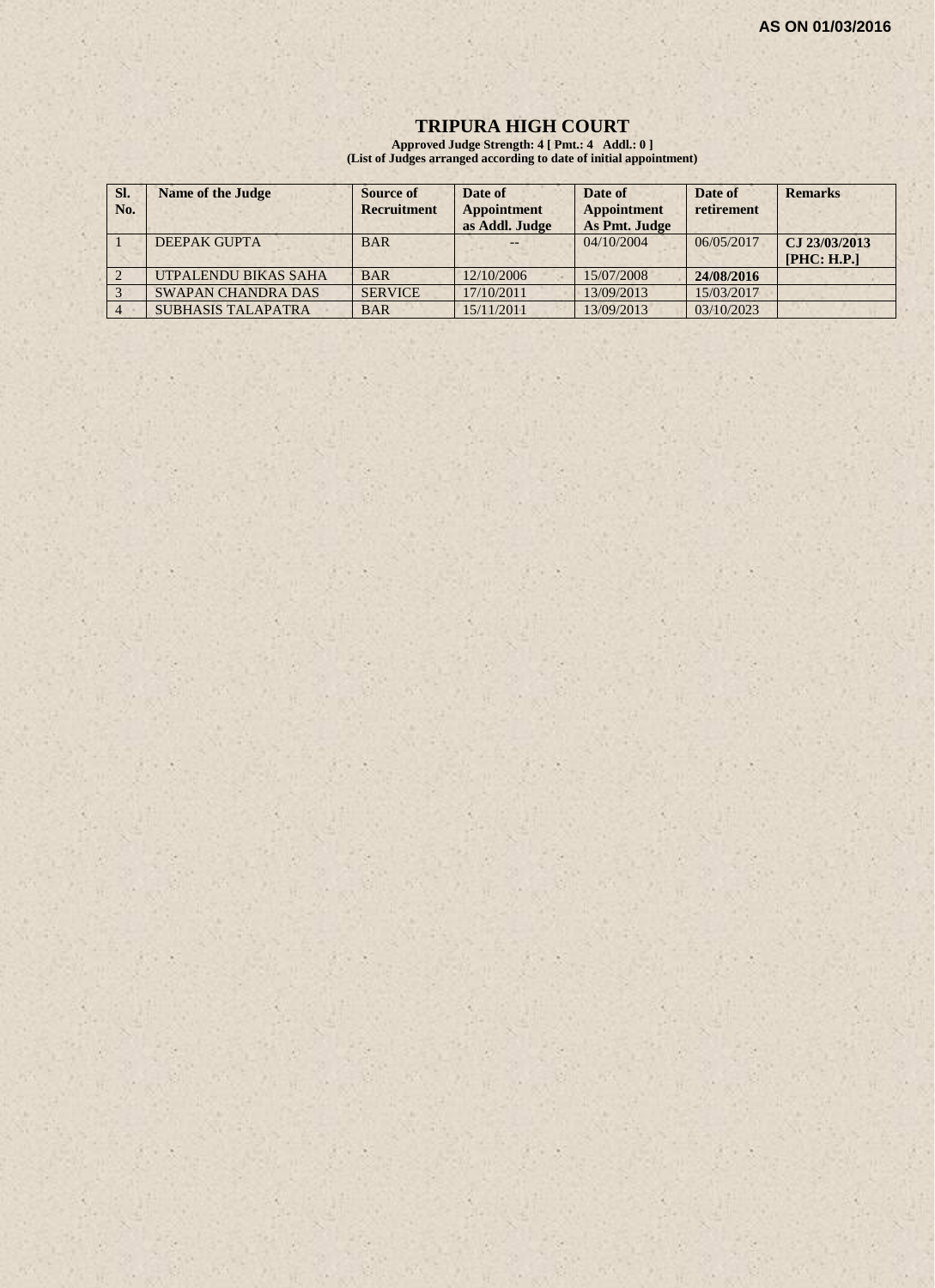**AS ON 01/03/2016**

# TRIPURA HIGH COURT

**Approved Judge Strength: 4 [ Pmt.: 4 Addl.: 0 ]**
**(List of Judges arranged according to date of initial appointment)**

| Sl. No. | Name of the Judge | Source of Recruitment | Date of Appointment as Addl. Judge | Date of Appointment As Pmt. Judge | Date of retirement | Remarks |
|---|---|---|---|---|---|---|
| 1 | DEEPAK GUPTA | BAR | -- | 04/10/2004 | 06/05/2017 | **CJ 23/03/2013 [PHC: H.P.]** |
| 2 | UTPALENDU BIKAS SAHA | BAR | 12/10/2006 | 15/07/2008 | **24/08/2016** | |
| 3 | SWAPAN CHANDRA DAS | SERVICE | 17/10/2011 | 13/09/2013 | 15/03/2017 | |
| 4 | SUBHASIS TALAPATRA | BAR | 15/11/2011 | 13/09/2013 | 03/10/2023 | |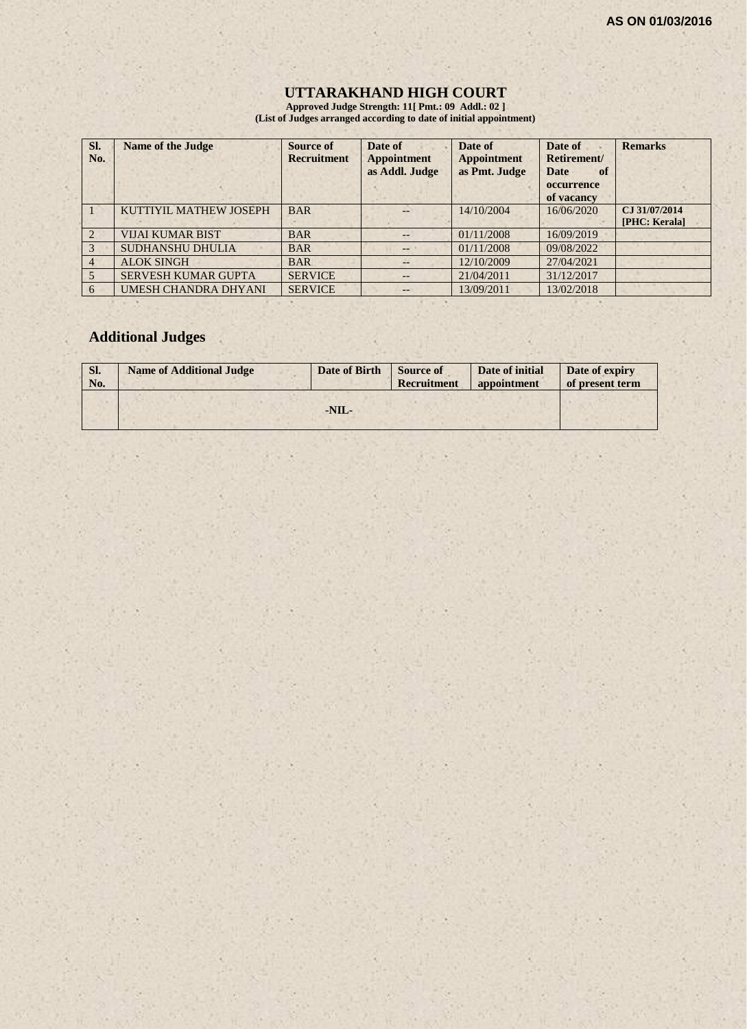AS ON 01/03/2016

# UTTARAKHAND HIGH COURT

**Approved Judge Strength: 11[ Pmt.: 09 Addl.: 02 ]**
**(List of Judges arranged according to date of initial appointment)**

| Sl. No. | Name of the Judge | Source of Recruitment | Date of Appointment as Addl. Judge | Date of Appointment as Pmt. Judge | Date of Retirement/ Date of occurrence of vacancy | Remarks |
|---|---|---|---|---|---|---|
| 1 | KUTTIYIL MATHEW JOSEPH | BAR | -- | 14/10/2004 | 16/06/2020 | CJ 31/07/2014 [PHC: Kerala] |
| 2 | VIJAI KUMAR BIST | BAR | -- | 01/11/2008 | 16/09/2019 | |
| 3 | SUDHANSHU DHULIA | BAR | -- | 01/11/2008 | 09/08/2022 | |
| 4 | ALOK SINGH | BAR | -- | 12/10/2009 | 27/04/2021 | |
| 5 | SERVESH KUMAR GUPTA | SERVICE | -- | 21/04/2011 | 31/12/2017 | |
| 6 | UMESH CHANDRA DHYANI | SERVICE | -- | 13/09/2011 | 13/02/2018 | |

## Additional Judges

| Sl. No. | Name of Additional Judge | Date of Birth | Source of Recruitment | Date of initial appointment | Date of expiry of present term |
|---|---|---|---|---|---|
| | -NIL- | | | | |